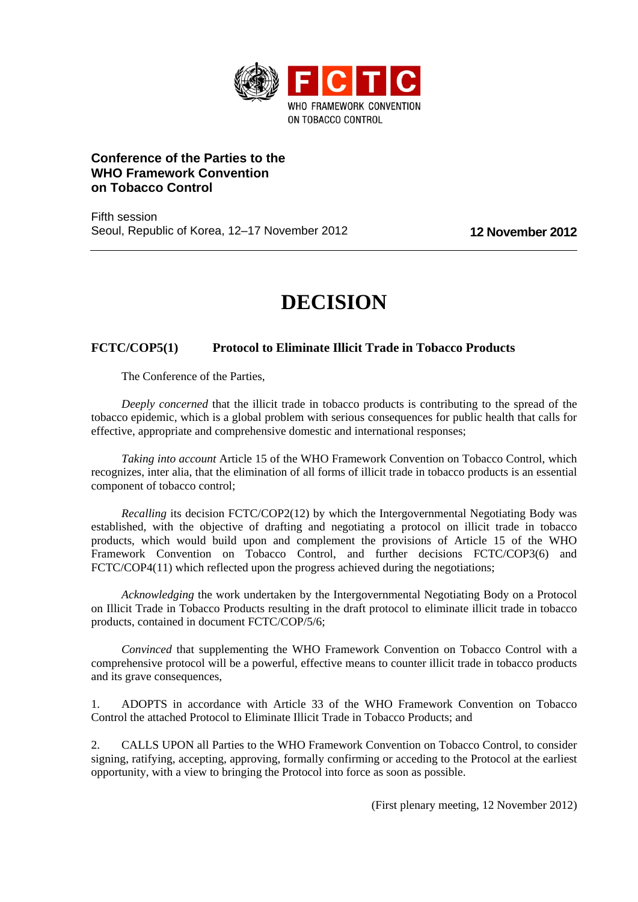FCTC
WHO FRAMEWORK CONVENTION ON TOBACCO CONTROL

**Conference of the Parties to the WHO Framework Convention on Tobacco Control**

Fifth session
Seoul, Republic of Korea, 12–17 November 2012

**12 November 2012**

# DECISION

## FCTC/COP5(1) Protocol to Eliminate Illicit Trade in Tobacco Products

The Conference of the Parties,

*Deeply concerned* that the illicit trade in tobacco products is contributing to the spread of the tobacco epidemic, which is a global problem with serious consequences for public health that calls for effective, appropriate and comprehensive domestic and international responses;

*Taking into account* Article 15 of the WHO Framework Convention on Tobacco Control, which recognizes, inter alia, that the elimination of all forms of illicit trade in tobacco products is an essential component of tobacco control;

*Recalling* its decision FCTC/COP2(12) by which the Intergovernmental Negotiating Body was established, with the objective of drafting and negotiating a protocol on illicit trade in tobacco products, which would build upon and complement the provisions of Article 15 of the WHO Framework Convention on Tobacco Control, and further decisions FCTC/COP3(6) and FCTC/COP4(11) which reflected upon the progress achieved during the negotiations;

*Acknowledging* the work undertaken by the Intergovernmental Negotiating Body on a Protocol on Illicit Trade in Tobacco Products resulting in the draft protocol to eliminate illicit trade in tobacco products, contained in document FCTC/COP/5/6;

*Convinced* that supplementing the WHO Framework Convention on Tobacco Control with a comprehensive protocol will be a powerful, effective means to counter illicit trade in tobacco products and its grave consequences,

1. ADOPTS in accordance with Article 33 of the WHO Framework Convention on Tobacco Control the attached Protocol to Eliminate Illicit Trade in Tobacco Products; and

2. CALLS UPON all Parties to the WHO Framework Convention on Tobacco Control, to consider signing, ratifying, accepting, approving, formally confirming or acceding to the Protocol at the earliest opportunity, with a view to bringing the Protocol into force as soon as possible.

(First plenary meeting, 12 November 2012)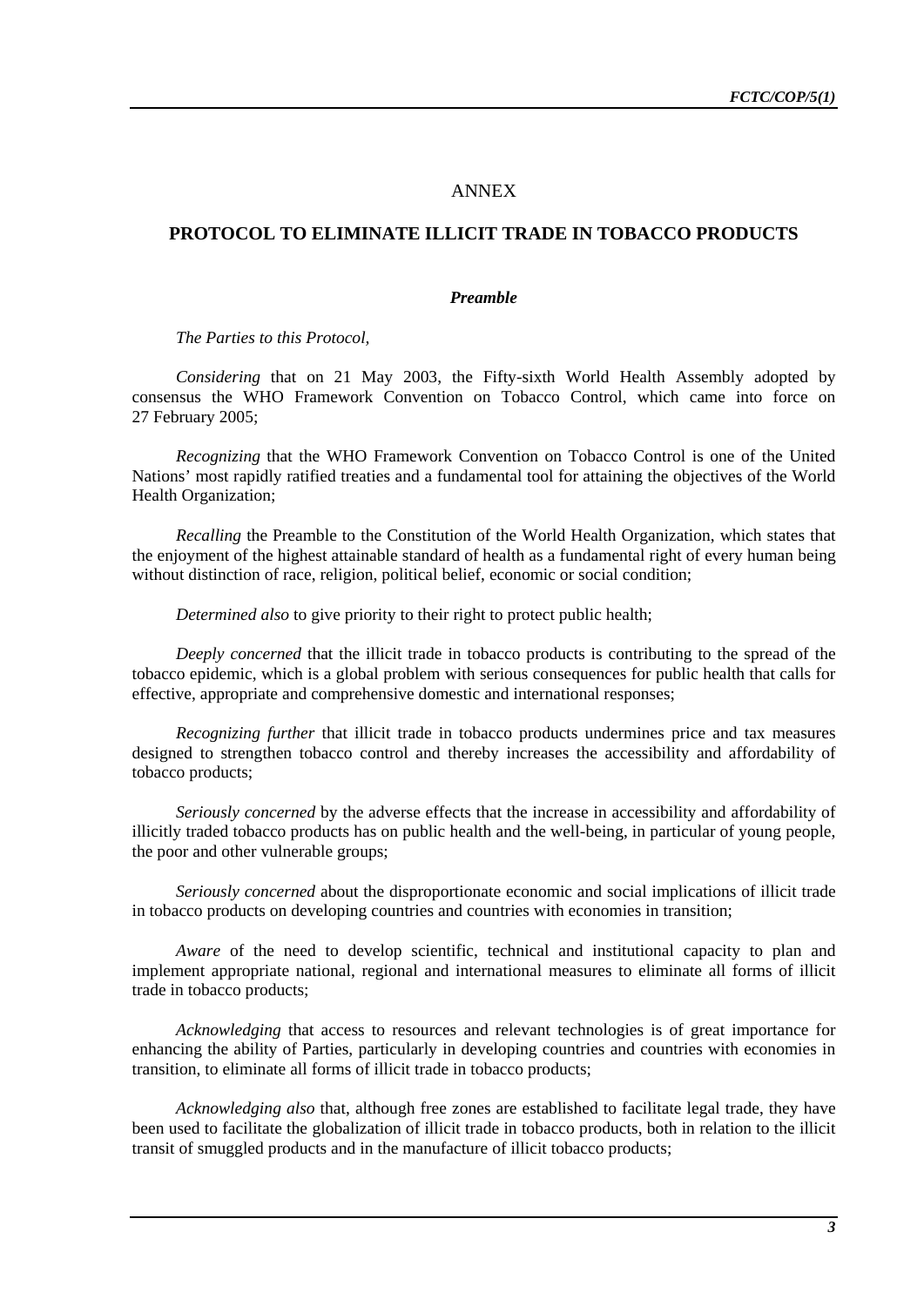ANNEX

## PROTOCOL TO ELIMINATE ILLICIT TRADE IN TOBACCO PRODUCTS

### *Preamble*

*The Parties to this Protocol,*

*Considering* that on 21 May 2003, the Fifty-sixth World Health Assembly adopted by consensus the WHO Framework Convention on Tobacco Control, which came into force on 27 February 2005;

*Recognizing* that the WHO Framework Convention on Tobacco Control is one of the United Nations' most rapidly ratified treaties and a fundamental tool for attaining the objectives of the World Health Organization;

*Recalling* the Preamble to the Constitution of the World Health Organization, which states that the enjoyment of the highest attainable standard of health as a fundamental right of every human being without distinction of race, religion, political belief, economic or social condition;

*Determined also* to give priority to their right to protect public health;

*Deeply concerned* that the illicit trade in tobacco products is contributing to the spread of the tobacco epidemic, which is a global problem with serious consequences for public health that calls for effective, appropriate and comprehensive domestic and international responses;

*Recognizing further* that illicit trade in tobacco products undermines price and tax measures designed to strengthen tobacco control and thereby increases the accessibility and affordability of tobacco products;

*Seriously concerned* by the adverse effects that the increase in accessibility and affordability of illicitly traded tobacco products has on public health and the well-being, in particular of young people, the poor and other vulnerable groups;

*Seriously concerned* about the disproportionate economic and social implications of illicit trade in tobacco products on developing countries and countries with economies in transition;

*Aware* of the need to develop scientific, technical and institutional capacity to plan and implement appropriate national, regional and international measures to eliminate all forms of illicit trade in tobacco products;

*Acknowledging* that access to resources and relevant technologies is of great importance for enhancing the ability of Parties, particularly in developing countries and countries with economies in transition, to eliminate all forms of illicit trade in tobacco products;

*Acknowledging also* that, although free zones are established to facilitate legal trade, they have been used to facilitate the globalization of illicit trade in tobacco products, both in relation to the illicit transit of smuggled products and in the manufacture of illicit tobacco products;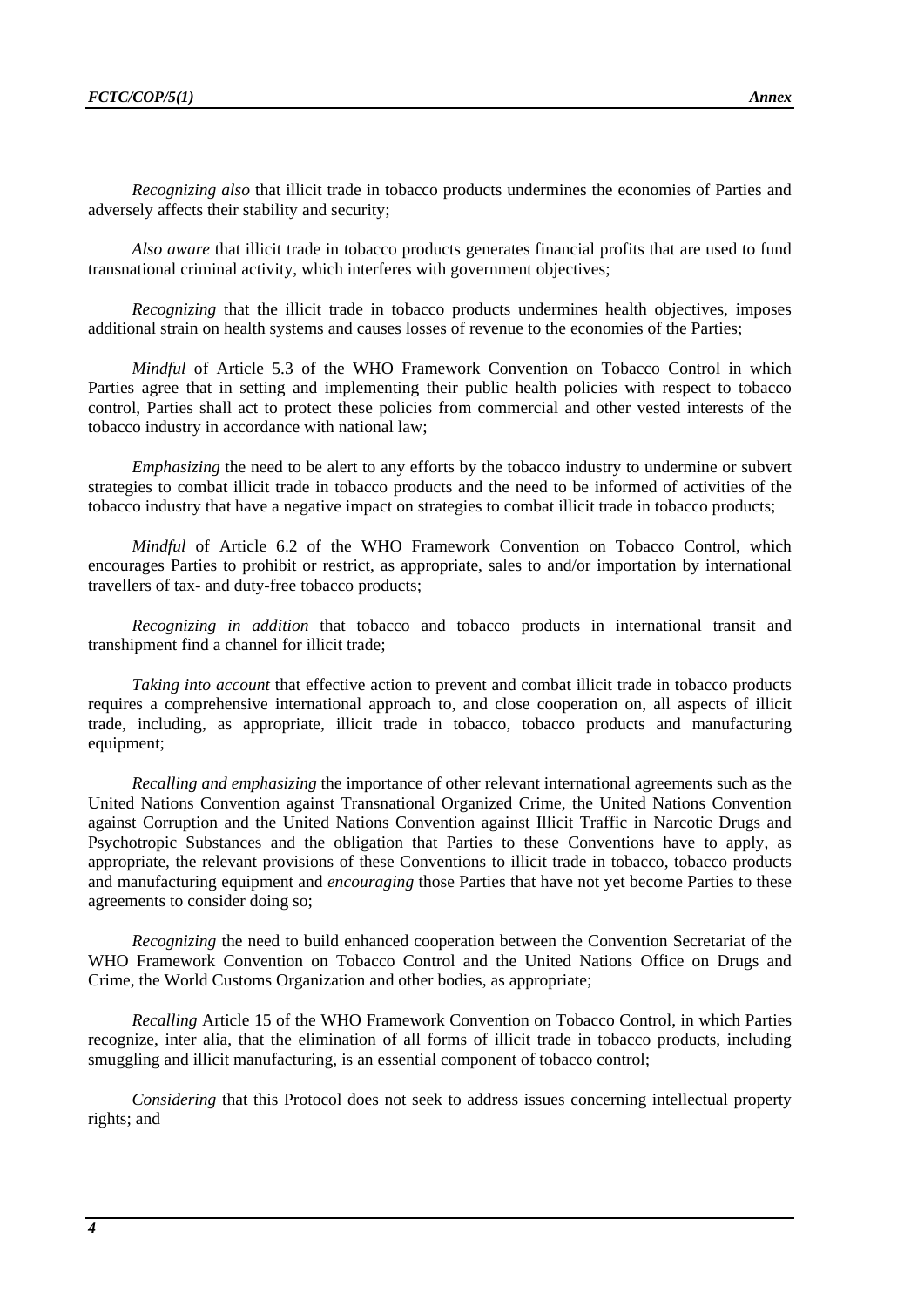*Recognizing also* that illicit trade in tobacco products undermines the economies of Parties and adversely affects their stability and security;

*Also aware* that illicit trade in tobacco products generates financial profits that are used to fund transnational criminal activity, which interferes with government objectives;

*Recognizing* that the illicit trade in tobacco products undermines health objectives, imposes additional strain on health systems and causes losses of revenue to the economies of the Parties;

*Mindful* of Article 5.3 of the WHO Framework Convention on Tobacco Control in which Parties agree that in setting and implementing their public health policies with respect to tobacco control, Parties shall act to protect these policies from commercial and other vested interests of the tobacco industry in accordance with national law;

*Emphasizing* the need to be alert to any efforts by the tobacco industry to undermine or subvert strategies to combat illicit trade in tobacco products and the need to be informed of activities of the tobacco industry that have a negative impact on strategies to combat illicit trade in tobacco products;

*Mindful* of Article 6.2 of the WHO Framework Convention on Tobacco Control, which encourages Parties to prohibit or restrict, as appropriate, sales to and/or importation by international travellers of tax- and duty-free tobacco products;

*Recognizing in addition* that tobacco and tobacco products in international transit and transhipment find a channel for illicit trade;

*Taking into account* that effective action to prevent and combat illicit trade in tobacco products requires a comprehensive international approach to, and close cooperation on, all aspects of illicit trade, including, as appropriate, illicit trade in tobacco, tobacco products and manufacturing equipment;

*Recalling and emphasizing* the importance of other relevant international agreements such as the United Nations Convention against Transnational Organized Crime, the United Nations Convention against Corruption and the United Nations Convention against Illicit Traffic in Narcotic Drugs and Psychotropic Substances and the obligation that Parties to these Conventions have to apply, as appropriate, the relevant provisions of these Conventions to illicit trade in tobacco, tobacco products and manufacturing equipment and *encouraging* those Parties that have not yet become Parties to these agreements to consider doing so;

*Recognizing* the need to build enhanced cooperation between the Convention Secretariat of the WHO Framework Convention on Tobacco Control and the United Nations Office on Drugs and Crime, the World Customs Organization and other bodies, as appropriate;

*Recalling* Article 15 of the WHO Framework Convention on Tobacco Control, in which Parties recognize, inter alia, that the elimination of all forms of illicit trade in tobacco products, including smuggling and illicit manufacturing, is an essential component of tobacco control;

*Considering* that this Protocol does not seek to address issues concerning intellectual property rights; and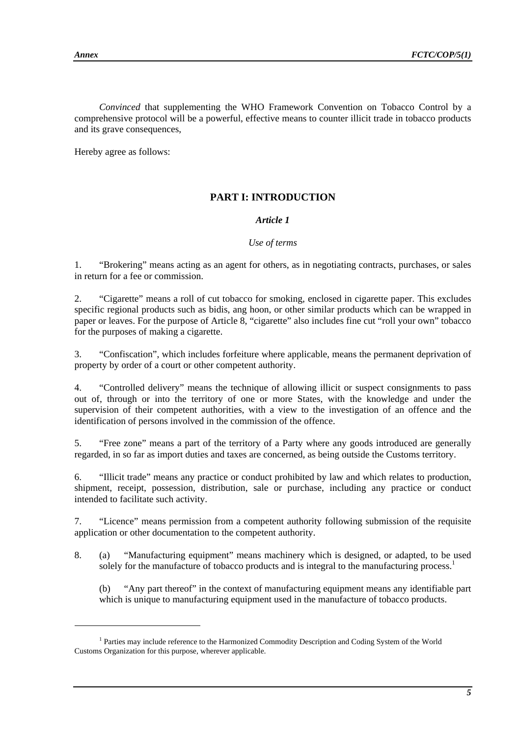*Convinced* that supplementing the WHO Framework Convention on Tobacco Control by a comprehensive protocol will be a powerful, effective means to counter illicit trade in tobacco products and its grave consequences,

Hereby agree as follows:

## PART I: INTRODUCTION

### *Article 1*

*Use of terms*

1. "Brokering" means acting as an agent for others, as in negotiating contracts, purchases, or sales in return for a fee or commission.

2. "Cigarette" means a roll of cut tobacco for smoking, enclosed in cigarette paper. This excludes specific regional products such as bidis, ang hoon, or other similar products which can be wrapped in paper or leaves. For the purpose of Article 8, "cigarette" also includes fine cut "roll your own" tobacco for the purposes of making a cigarette.

3. "Confiscation", which includes forfeiture where applicable, means the permanent deprivation of property by order of a court or other competent authority.

4. "Controlled delivery" means the technique of allowing illicit or suspect consignments to pass out of, through or into the territory of one or more States, with the knowledge and under the supervision of their competent authorities, with a view to the investigation of an offence and the identification of persons involved in the commission of the offence.

5. "Free zone" means a part of the territory of a Party where any goods introduced are generally regarded, in so far as import duties and taxes are concerned, as being outside the Customs territory.

6. "Illicit trade" means any practice or conduct prohibited by law and which relates to production, shipment, receipt, possession, distribution, sale or purchase, including any practice or conduct intended to facilitate such activity.

7. "Licence" means permission from a competent authority following submission of the requisite application or other documentation to the competent authority.

8. (a) "Manufacturing equipment" means machinery which is designed, or adapted, to be used solely for the manufacture of tobacco products and is integral to the manufacturing process.[1]

   (b) "Any part thereof" in the context of manufacturing equipment means any identifiable part which is unique to manufacturing equipment used in the manufacture of tobacco products.

---

[1] Parties may include reference to the Harmonized Commodity Description and Coding System of the World Customs Organization for this purpose, wherever applicable.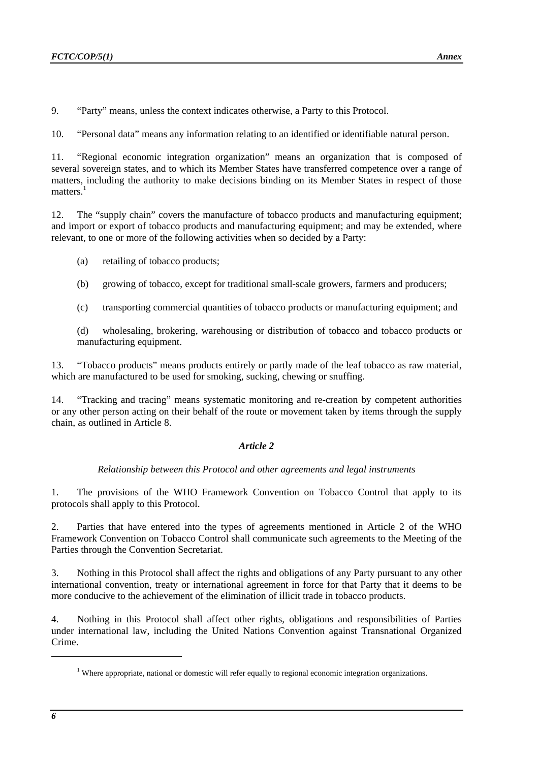9. “Party” means, unless the context indicates otherwise, a Party to this Protocol.

10. “Personal data” means any information relating to an identified or identifiable natural person.

11. “Regional economic integration organization” means an organization that is composed of several sovereign states, and to which its Member States have transferred competence over a range of matters, including the authority to make decisions binding on its Member States in respect of those matters.[1]

12. The “supply chain” covers the manufacture of tobacco products and manufacturing equipment; and import or export of tobacco products and manufacturing equipment; and may be extended, where relevant, to one or more of the following activities when so decided by a Party:

(a) retailing of tobacco products;

(b) growing of tobacco, except for traditional small-scale growers, farmers and producers;

(c) transporting commercial quantities of tobacco products or manufacturing equipment; and

(d) wholesaling, brokering, warehousing or distribution of tobacco and tobacco products or manufacturing equipment.

13. “Tobacco products” means products entirely or partly made of the leaf tobacco as raw material, which are manufactured to be used for smoking, sucking, chewing or snuffing.

14. “Tracking and tracing” means systematic monitoring and re-creation by competent authorities or any other person acting on their behalf of the route or movement taken by items through the supply chain, as outlined in Article 8.

### *Article 2*

*Relationship between this Protocol and other agreements and legal instruments*

1. The provisions of the WHO Framework Convention on Tobacco Control that apply to its protocols shall apply to this Protocol.

2. Parties that have entered into the types of agreements mentioned in Article 2 of the WHO Framework Convention on Tobacco Control shall communicate such agreements to the Meeting of the Parties through the Convention Secretariat.

3. Nothing in this Protocol shall affect the rights and obligations of any Party pursuant to any other international convention, treaty or international agreement in force for that Party that it deems to be more conducive to the achievement of the elimination of illicit trade in tobacco products.

4. Nothing in this Protocol shall affect other rights, obligations and responsibilities of Parties under international law, including the United Nations Convention against Transnational Organized Crime.

---

[1] Where appropriate, national or domestic will refer equally to regional economic integration organizations.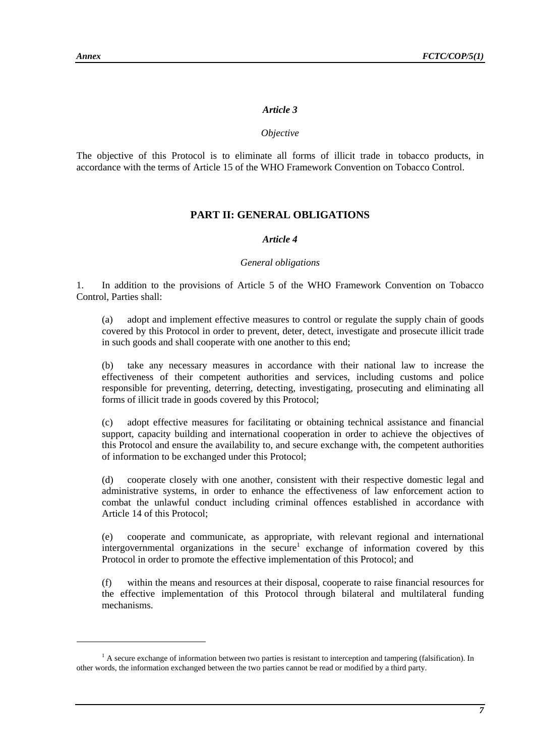*Article 3*

*Objective*

The objective of this Protocol is to eliminate all forms of illicit trade in tobacco products, in accordance with the terms of Article 15 of the WHO Framework Convention on Tobacco Control.

## PART II: GENERAL OBLIGATIONS

*Article 4*

*General obligations*

1. In addition to the provisions of Article 5 of the WHO Framework Convention on Tobacco Control, Parties shall:

(a) adopt and implement effective measures to control or regulate the supply chain of goods covered by this Protocol in order to prevent, deter, detect, investigate and prosecute illicit trade in such goods and shall cooperate with one another to this end;

(b) take any necessary measures in accordance with their national law to increase the effectiveness of their competent authorities and services, including customs and police responsible for preventing, deterring, detecting, investigating, prosecuting and eliminating all forms of illicit trade in goods covered by this Protocol;

(c) adopt effective measures for facilitating or obtaining technical assistance and financial support, capacity building and international cooperation in order to achieve the objectives of this Protocol and ensure the availability to, and secure exchange with, the competent authorities of information to be exchanged under this Protocol;

(d) cooperate closely with one another, consistent with their respective domestic legal and administrative systems, in order to enhance the effectiveness of law enforcement action to combat the unlawful conduct including criminal offences established in accordance with Article 14 of this Protocol;

(e) cooperate and communicate, as appropriate, with relevant regional and international intergovernmental organizations in the secure[1] exchange of information covered by this Protocol in order to promote the effective implementation of this Protocol; and

(f) within the means and resources at their disposal, cooperate to raise financial resources for the effective implementation of this Protocol through bilateral and multilateral funding mechanisms.

[1] A secure exchange of information between two parties is resistant to interception and tampering (falsification). In other words, the information exchanged between the two parties cannot be read or modified by a third party.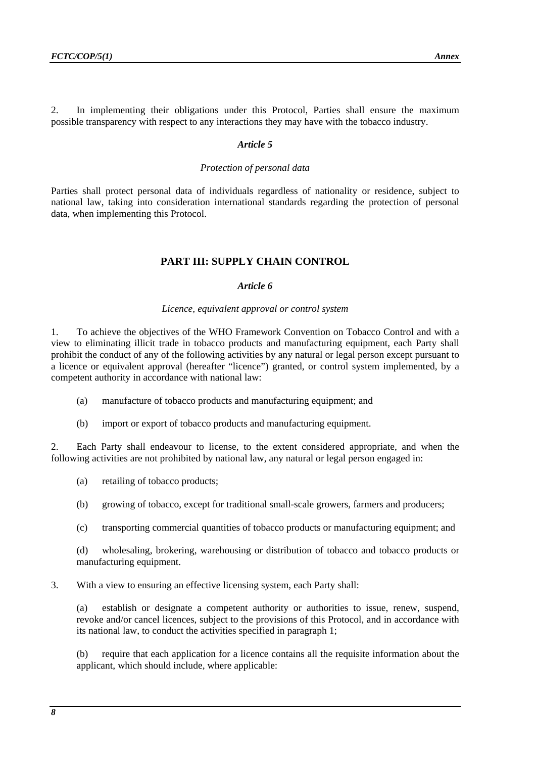2. In implementing their obligations under this Protocol, Parties shall ensure the maximum possible transparency with respect to any interactions they may have with the tobacco industry.

### *Article 5*

*Protection of personal data*

Parties shall protect personal data of individuals regardless of nationality or residence, subject to national law, taking into consideration international standards regarding the protection of personal data, when implementing this Protocol.

## PART III: SUPPLY CHAIN CONTROL

### *Article 6*

*Licence, equivalent approval or control system*

1. To achieve the objectives of the WHO Framework Convention on Tobacco Control and with a view to eliminating illicit trade in tobacco products and manufacturing equipment, each Party shall prohibit the conduct of any of the following activities by any natural or legal person except pursuant to a licence or equivalent approval (hereafter "licence") granted, or control system implemented, by a competent authority in accordance with national law:

   (a) manufacture of tobacco products and manufacturing equipment; and

   (b) import or export of tobacco products and manufacturing equipment.

2. Each Party shall endeavour to license, to the extent considered appropriate, and when the following activities are not prohibited by national law, any natural or legal person engaged in:

   (a) retailing of tobacco products;

   (b) growing of tobacco, except for traditional small-scale growers, farmers and producers;

   (c) transporting commercial quantities of tobacco products or manufacturing equipment; and

   (d) wholesaling, brokering, warehousing or distribution of tobacco and tobacco products or manufacturing equipment.

3. With a view to ensuring an effective licensing system, each Party shall:

   (a) establish or designate a competent authority or authorities to issue, renew, suspend, revoke and/or cancel licences, subject to the provisions of this Protocol, and in accordance with its national law, to conduct the activities specified in paragraph 1;

   (b) require that each application for a licence contains all the requisite information about the applicant, which should include, where applicable: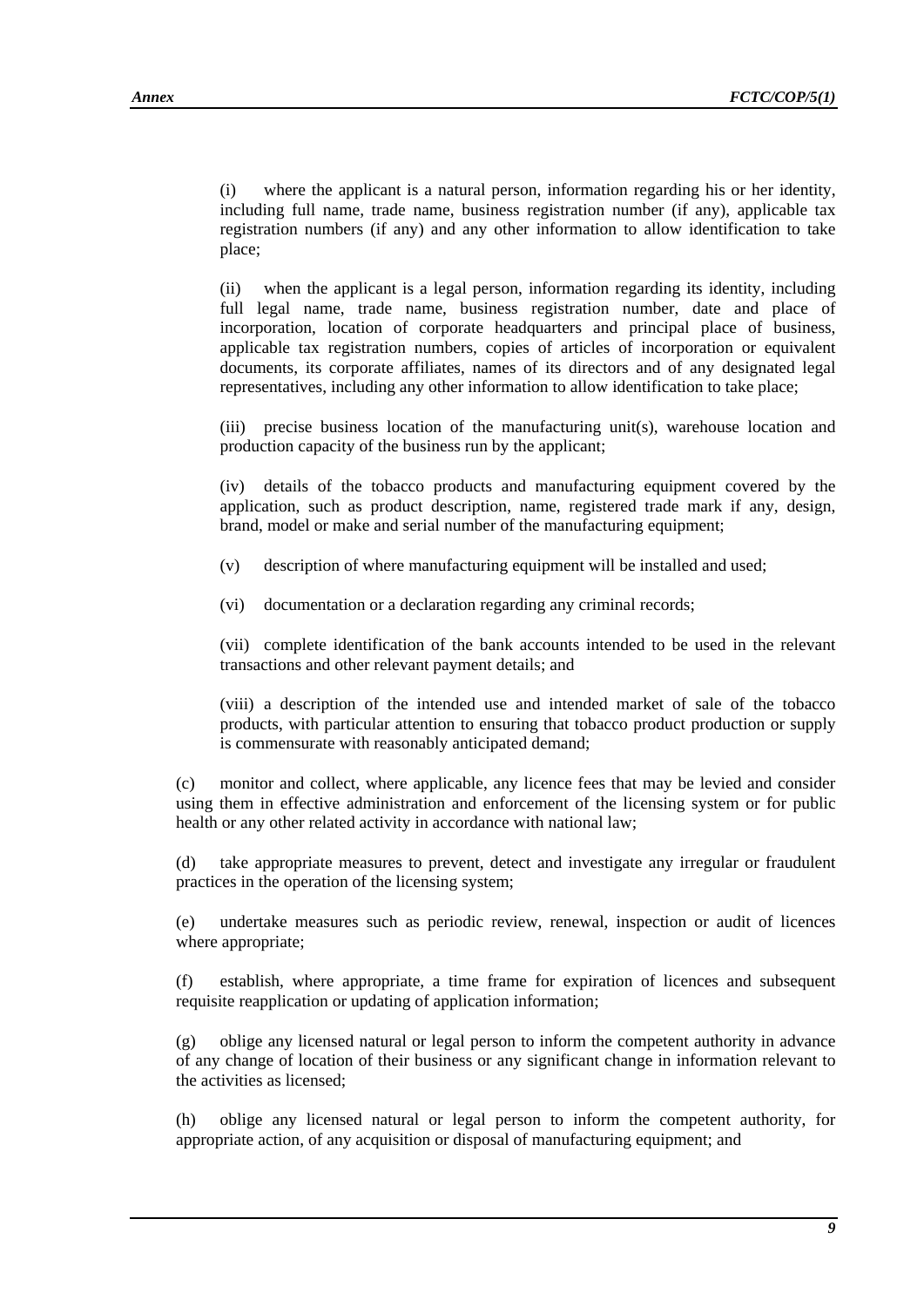(i) where the applicant is a natural person, information regarding his or her identity, including full name, trade name, business registration number (if any), applicable tax registration numbers (if any) and any other information to allow identification to take place;

(ii) when the applicant is a legal person, information regarding its identity, including full legal name, trade name, business registration number, date and place of incorporation, location of corporate headquarters and principal place of business, applicable tax registration numbers, copies of articles of incorporation or equivalent documents, its corporate affiliates, names of its directors and of any designated legal representatives, including any other information to allow identification to take place;

(iii) precise business location of the manufacturing unit(s), warehouse location and production capacity of the business run by the applicant;

(iv) details of the tobacco products and manufacturing equipment covered by the application, such as product description, name, registered trade mark if any, design, brand, model or make and serial number of the manufacturing equipment;

(v) description of where manufacturing equipment will be installed and used;

(vi) documentation or a declaration regarding any criminal records;

(vii) complete identification of the bank accounts intended to be used in the relevant transactions and other relevant payment details; and

(viii) a description of the intended use and intended market of sale of the tobacco products, with particular attention to ensuring that tobacco product production or supply is commensurate with reasonably anticipated demand;

(c) monitor and collect, where applicable, any licence fees that may be levied and consider using them in effective administration and enforcement of the licensing system or for public health or any other related activity in accordance with national law;

(d) take appropriate measures to prevent, detect and investigate any irregular or fraudulent practices in the operation of the licensing system;

(e) undertake measures such as periodic review, renewal, inspection or audit of licences where appropriate;

(f) establish, where appropriate, a time frame for expiration of licences and subsequent requisite reapplication or updating of application information;

(g) oblige any licensed natural or legal person to inform the competent authority in advance of any change of location of their business or any significant change in information relevant to the activities as licensed;

(h) oblige any licensed natural or legal person to inform the competent authority, for appropriate action, of any acquisition or disposal of manufacturing equipment; and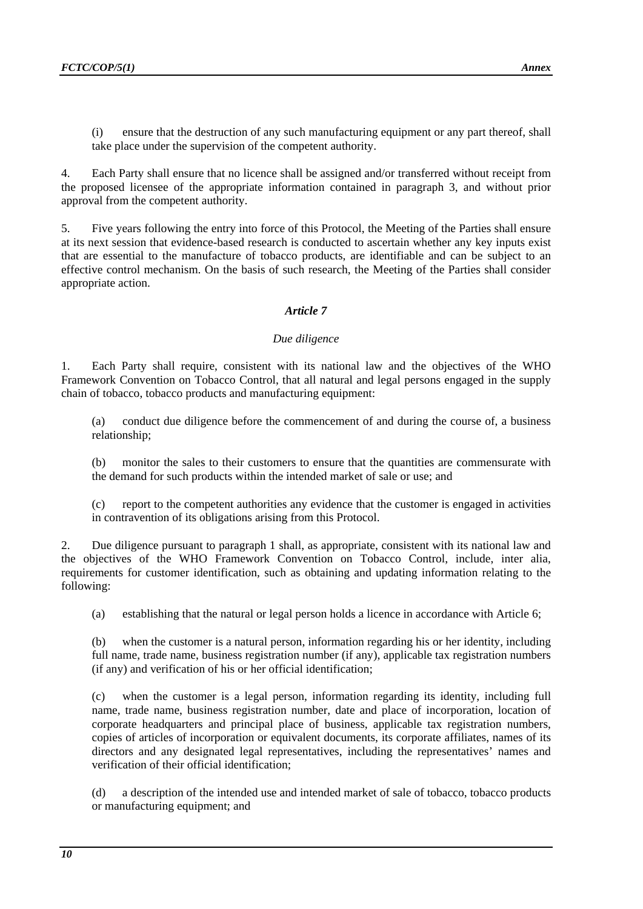(i) ensure that the destruction of any such manufacturing equipment or any part thereof, shall take place under the supervision of the competent authority.

4. Each Party shall ensure that no licence shall be assigned and/or transferred without receipt from the proposed licensee of the appropriate information contained in paragraph 3, and without prior approval from the competent authority.

5. Five years following the entry into force of this Protocol, the Meeting of the Parties shall ensure at its next session that evidence-based research is conducted to ascertain whether any key inputs exist that are essential to the manufacture of tobacco products, are identifiable and can be subject to an effective control mechanism. On the basis of such research, the Meeting of the Parties shall consider appropriate action.

### *Article 7*

*Due diligence*

1. Each Party shall require, consistent with its national law and the objectives of the WHO Framework Convention on Tobacco Control, that all natural and legal persons engaged in the supply chain of tobacco, tobacco products and manufacturing equipment:

(a) conduct due diligence before the commencement of and during the course of, a business relationship;

(b) monitor the sales to their customers to ensure that the quantities are commensurate with the demand for such products within the intended market of sale or use; and

(c) report to the competent authorities any evidence that the customer is engaged in activities in contravention of its obligations arising from this Protocol.

2. Due diligence pursuant to paragraph 1 shall, as appropriate, consistent with its national law and the objectives of the WHO Framework Convention on Tobacco Control, include, inter alia, requirements for customer identification, such as obtaining and updating information relating to the following:

(a) establishing that the natural or legal person holds a licence in accordance with Article 6;

(b) when the customer is a natural person, information regarding his or her identity, including full name, trade name, business registration number (if any), applicable tax registration numbers (if any) and verification of his or her official identification;

(c) when the customer is a legal person, information regarding its identity, including full name, trade name, business registration number, date and place of incorporation, location of corporate headquarters and principal place of business, applicable tax registration numbers, copies of articles of incorporation or equivalent documents, its corporate affiliates, names of its directors and any designated legal representatives, including the representatives' names and verification of their official identification;

(d) a description of the intended use and intended market of sale of tobacco, tobacco products or manufacturing equipment; and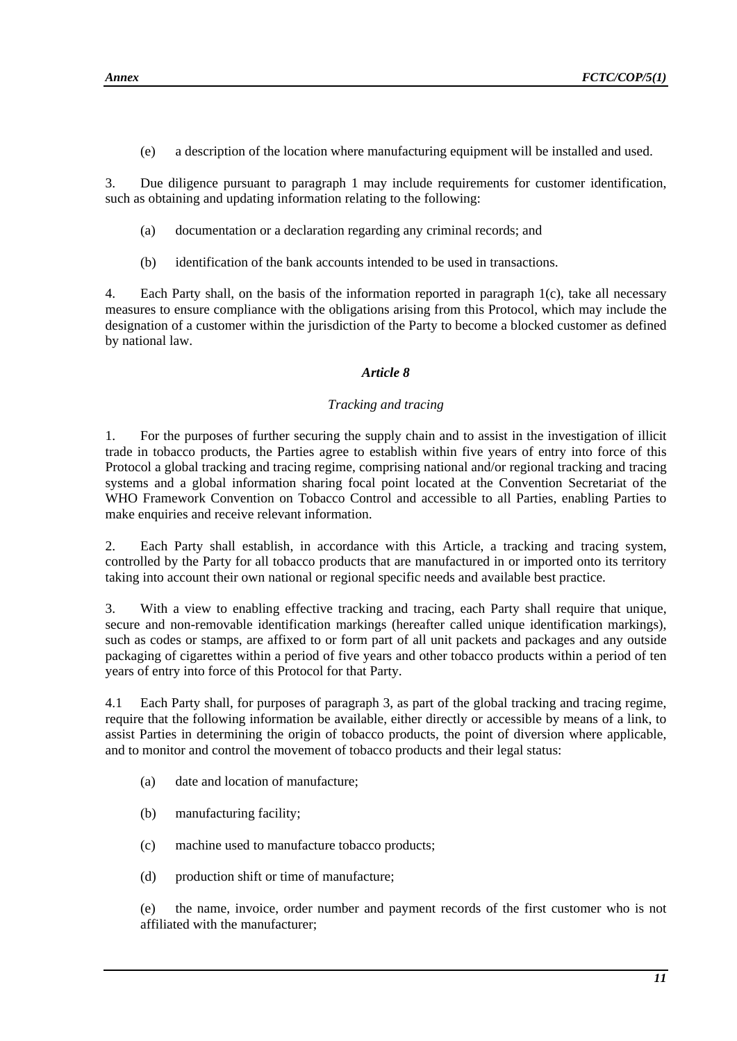(e) a description of the location where manufacturing equipment will be installed and used.

3. Due diligence pursuant to paragraph 1 may include requirements for customer identification, such as obtaining and updating information relating to the following:

(a) documentation or a declaration regarding any criminal records; and

(b) identification of the bank accounts intended to be used in transactions.

4. Each Party shall, on the basis of the information reported in paragraph 1(c), take all necessary measures to ensure compliance with the obligations arising from this Protocol, which may include the designation of a customer within the jurisdiction of the Party to become a blocked customer as defined by national law.

### *Article 8*

*Tracking and tracing*

1. For the purposes of further securing the supply chain and to assist in the investigation of illicit trade in tobacco products, the Parties agree to establish within five years of entry into force of this Protocol a global tracking and tracing regime, comprising national and/or regional tracking and tracing systems and a global information sharing focal point located at the Convention Secretariat of the WHO Framework Convention on Tobacco Control and accessible to all Parties, enabling Parties to make enquiries and receive relevant information.

2. Each Party shall establish, in accordance with this Article, a tracking and tracing system, controlled by the Party for all tobacco products that are manufactured in or imported onto its territory taking into account their own national or regional specific needs and available best practice.

3. With a view to enabling effective tracking and tracing, each Party shall require that unique, secure and non-removable identification markings (hereafter called unique identification markings), such as codes or stamps, are affixed to or form part of all unit packets and packages and any outside packaging of cigarettes within a period of five years and other tobacco products within a period of ten years of entry into force of this Protocol for that Party.

4.1 Each Party shall, for purposes of paragraph 3, as part of the global tracking and tracing regime, require that the following information be available, either directly or accessible by means of a link, to assist Parties in determining the origin of tobacco products, the point of diversion where applicable, and to monitor and control the movement of tobacco products and their legal status:

(a) date and location of manufacture;

(b) manufacturing facility;

(c) machine used to manufacture tobacco products;

(d) production shift or time of manufacture;

(e) the name, invoice, order number and payment records of the first customer who is not affiliated with the manufacturer;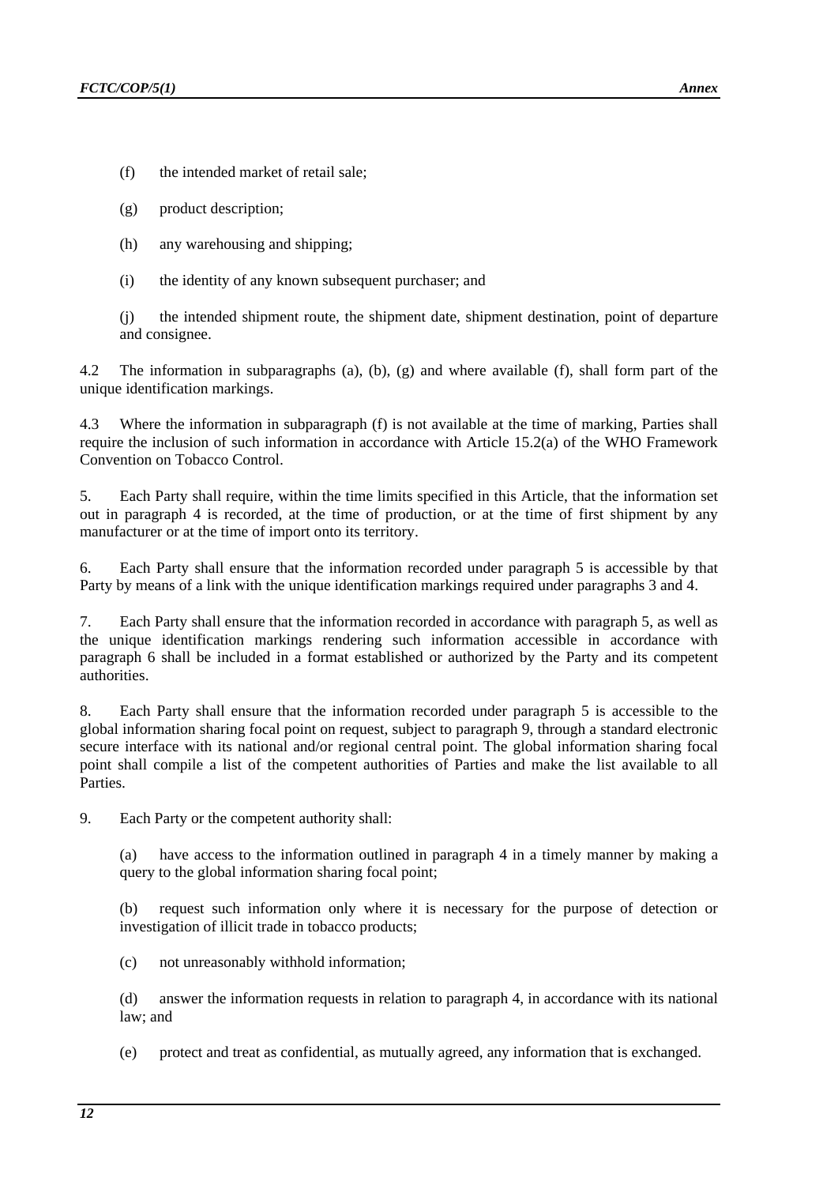(f) the intended market of retail sale;

(g) product description;

(h) any warehousing and shipping;

(i) the identity of any known subsequent purchaser; and

(j) the intended shipment route, the shipment date, shipment destination, point of departure and consignee.

4.2 The information in subparagraphs (a), (b), (g) and where available (f), shall form part of the unique identification markings.

4.3 Where the information in subparagraph (f) is not available at the time of marking, Parties shall require the inclusion of such information in accordance with Article 15.2(a) of the WHO Framework Convention on Tobacco Control.

5. Each Party shall require, within the time limits specified in this Article, that the information set out in paragraph 4 is recorded, at the time of production, or at the time of first shipment by any manufacturer or at the time of import onto its territory.

6. Each Party shall ensure that the information recorded under paragraph 5 is accessible by that Party by means of a link with the unique identification markings required under paragraphs 3 and 4.

7. Each Party shall ensure that the information recorded in accordance with paragraph 5, as well as the unique identification markings rendering such information accessible in accordance with paragraph 6 shall be included in a format established or authorized by the Party and its competent authorities.

8. Each Party shall ensure that the information recorded under paragraph 5 is accessible to the global information sharing focal point on request, subject to paragraph 9, through a standard electronic secure interface with its national and/or regional central point. The global information sharing focal point shall compile a list of the competent authorities of Parties and make the list available to all Parties.

9. Each Party or the competent authority shall:

(a) have access to the information outlined in paragraph 4 in a timely manner by making a query to the global information sharing focal point;

(b) request such information only where it is necessary for the purpose of detection or investigation of illicit trade in tobacco products;

(c) not unreasonably withhold information;

(d) answer the information requests in relation to paragraph 4, in accordance with its national law; and

(e) protect and treat as confidential, as mutually agreed, any information that is exchanged.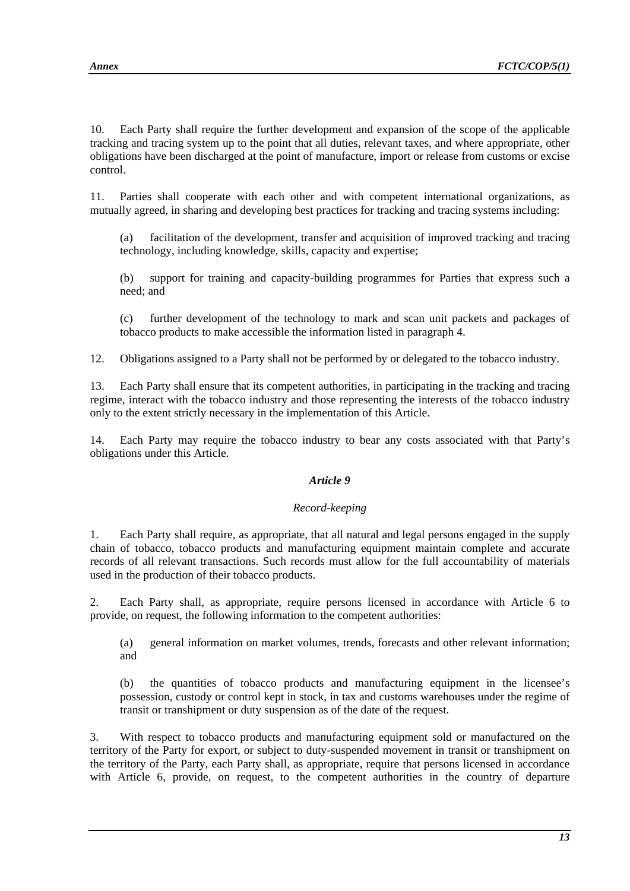10. Each Party shall require the further development and expansion of the scope of the applicable tracking and tracing system up to the point that all duties, relevant taxes, and where appropriate, other obligations have been discharged at the point of manufacture, import or release from customs or excise control.

11. Parties shall cooperate with each other and with competent international organizations, as mutually agreed, in sharing and developing best practices for tracking and tracing systems including:

(a) facilitation of the development, transfer and acquisition of improved tracking and tracing technology, including knowledge, skills, capacity and expertise;

(b) support for training and capacity-building programmes for Parties that express such a need; and

(c) further development of the technology to mark and scan unit packets and packages of tobacco products to make accessible the information listed in paragraph 4.

12. Obligations assigned to a Party shall not be performed by or delegated to the tobacco industry.

13. Each Party shall ensure that its competent authorities, in participating in the tracking and tracing regime, interact with the tobacco industry and those representing the interests of the tobacco industry only to the extent strictly necessary in the implementation of this Article.

14. Each Party may require the tobacco industry to bear any costs associated with that Party's obligations under this Article.

### *Article 9*

### *Record-keeping*

1. Each Party shall require, as appropriate, that all natural and legal persons engaged in the supply chain of tobacco, tobacco products and manufacturing equipment maintain complete and accurate records of all relevant transactions. Such records must allow for the full accountability of materials used in the production of their tobacco products.

2. Each Party shall, as appropriate, require persons licensed in accordance with Article 6 to provide, on request, the following information to the competent authorities:

(a) general information on market volumes, trends, forecasts and other relevant information; and

(b) the quantities of tobacco products and manufacturing equipment in the licensee's possession, custody or control kept in stock, in tax and customs warehouses under the regime of transit or transhipment or duty suspension as of the date of the request.

3. With respect to tobacco products and manufacturing equipment sold or manufactured on the territory of the Party for export, or subject to duty-suspended movement in transit or transhipment on the territory of the Party, each Party shall, as appropriate, require that persons licensed in accordance with Article 6, provide, on request, to the competent authorities in the country of departure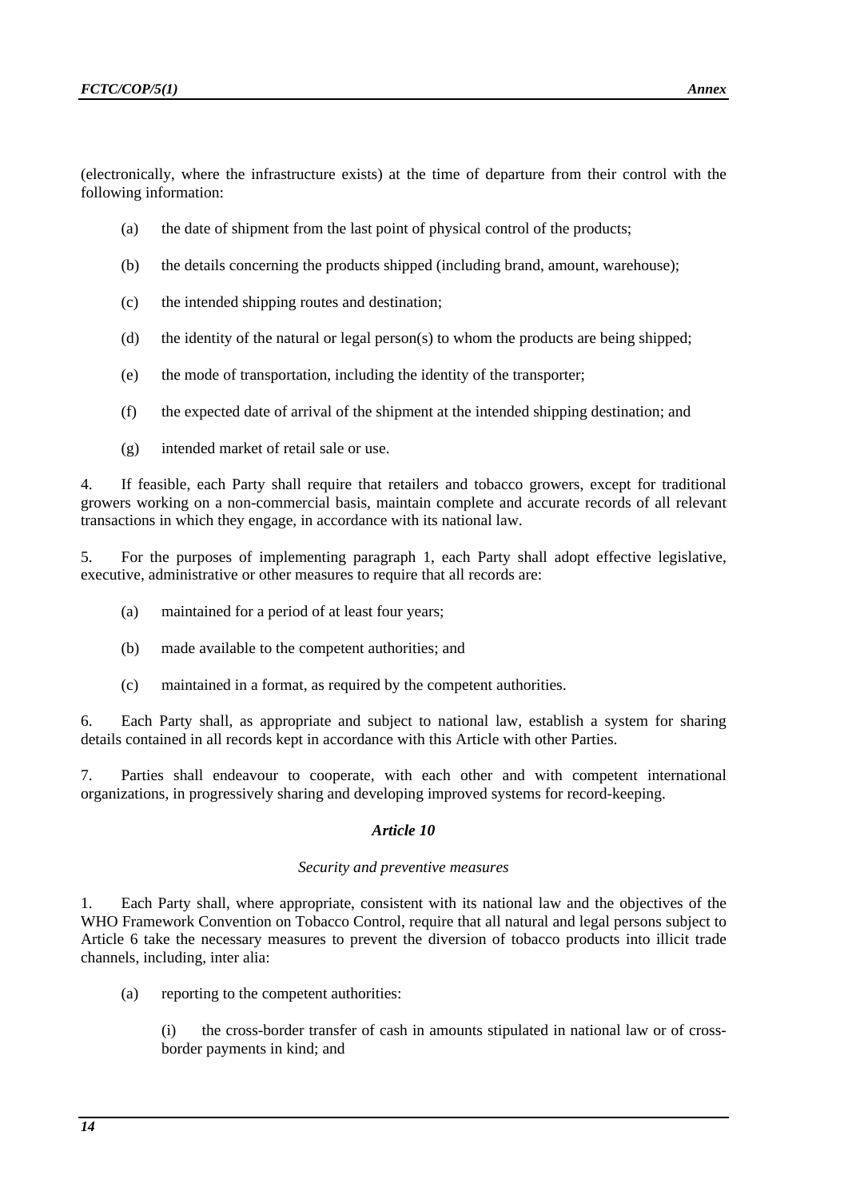(electronically, where the infrastructure exists) at the time of departure from their control with the following information:

(a) the date of shipment from the last point of physical control of the products;

(b) the details concerning the products shipped (including brand, amount, warehouse);

(c) the intended shipping routes and destination;

(d) the identity of the natural or legal person(s) to whom the products are being shipped;

(e) the mode of transportation, including the identity of the transporter;

(f) the expected date of arrival of the shipment at the intended shipping destination; and

(g) intended market of retail sale or use.

4. If feasible, each Party shall require that retailers and tobacco growers, except for traditional growers working on a non-commercial basis, maintain complete and accurate records of all relevant transactions in which they engage, in accordance with its national law.

5. For the purposes of implementing paragraph 1, each Party shall adopt effective legislative, executive, administrative or other measures to require that all records are:

(a) maintained for a period of at least four years;

(b) made available to the competent authorities; and

(c) maintained in a format, as required by the competent authorities.

6. Each Party shall, as appropriate and subject to national law, establish a system for sharing details contained in all records kept in accordance with this Article with other Parties.

7. Parties shall endeavour to cooperate, with each other and with competent international organizations, in progressively sharing and developing improved systems for record-keeping.

### *Article 10*

*Security and preventive measures*

1. Each Party shall, where appropriate, consistent with its national law and the objectives of the WHO Framework Convention on Tobacco Control, require that all natural and legal persons subject to Article 6 take the necessary measures to prevent the diversion of tobacco products into illicit trade channels, including, inter alia:

(a) reporting to the competent authorities:

(i) the cross-border transfer of cash in amounts stipulated in national law or of cross-border payments in kind; and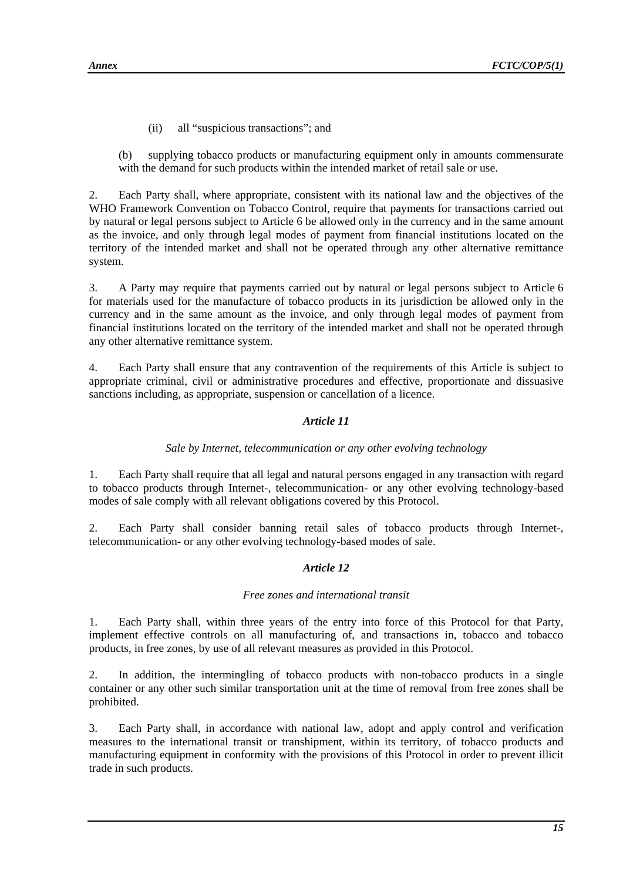(ii) all "suspicious transactions"; and

(b) supplying tobacco products or manufacturing equipment only in amounts commensurate with the demand for such products within the intended market of retail sale or use.

2. Each Party shall, where appropriate, consistent with its national law and the objectives of the WHO Framework Convention on Tobacco Control, require that payments for transactions carried out by natural or legal persons subject to Article 6 be allowed only in the currency and in the same amount as the invoice, and only through legal modes of payment from financial institutions located on the territory of the intended market and shall not be operated through any other alternative remittance system.

3. A Party may require that payments carried out by natural or legal persons subject to Article 6 for materials used for the manufacture of tobacco products in its jurisdiction be allowed only in the currency and in the same amount as the invoice, and only through legal modes of payment from financial institutions located on the territory of the intended market and shall not be operated through any other alternative remittance system.

4. Each Party shall ensure that any contravention of the requirements of this Article is subject to appropriate criminal, civil or administrative procedures and effective, proportionate and dissuasive sanctions including, as appropriate, suspension or cancellation of a licence.

### *Article 11*

*Sale by Internet, telecommunication or any other evolving technology*

1. Each Party shall require that all legal and natural persons engaged in any transaction with regard to tobacco products through Internet-, telecommunication- or any other evolving technology-based modes of sale comply with all relevant obligations covered by this Protocol.

2. Each Party shall consider banning retail sales of tobacco products through Internet-, telecommunication- or any other evolving technology-based modes of sale.

### *Article 12*

*Free zones and international transit*

1. Each Party shall, within three years of the entry into force of this Protocol for that Party, implement effective controls on all manufacturing of, and transactions in, tobacco and tobacco products, in free zones, by use of all relevant measures as provided in this Protocol.

2. In addition, the intermingling of tobacco products with non-tobacco products in a single container or any other such similar transportation unit at the time of removal from free zones shall be prohibited.

3. Each Party shall, in accordance with national law, adopt and apply control and verification measures to the international transit or transhipment, within its territory, of tobacco products and manufacturing equipment in conformity with the provisions of this Protocol in order to prevent illicit trade in such products.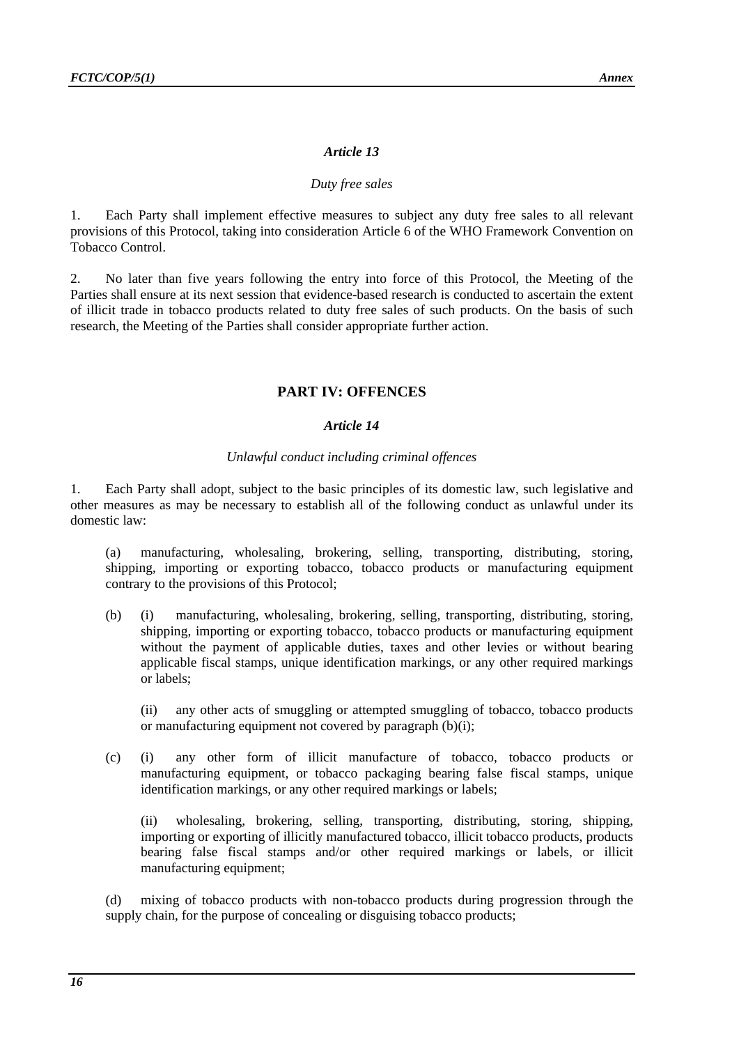*Article 13*

*Duty free sales*

1. Each Party shall implement effective measures to subject any duty free sales to all relevant provisions of this Protocol, taking into consideration Article 6 of the WHO Framework Convention on Tobacco Control.

2. No later than five years following the entry into force of this Protocol, the Meeting of the Parties shall ensure at its next session that evidence-based research is conducted to ascertain the extent of illicit trade in tobacco products related to duty free sales of such products. On the basis of such research, the Meeting of the Parties shall consider appropriate further action.

## PART IV: OFFENCES

*Article 14*

*Unlawful conduct including criminal offences*

1. Each Party shall adopt, subject to the basic principles of its domestic law, such legislative and other measures as may be necessary to establish all of the following conduct as unlawful under its domestic law:

(a) manufacturing, wholesaling, brokering, selling, transporting, distributing, storing, shipping, importing or exporting tobacco, tobacco products or manufacturing equipment contrary to the provisions of this Protocol;

(b) (i) manufacturing, wholesaling, brokering, selling, transporting, distributing, storing, shipping, importing or exporting tobacco, tobacco products or manufacturing equipment without the payment of applicable duties, taxes and other levies or without bearing applicable fiscal stamps, unique identification markings, or any other required markings or labels;

(ii) any other acts of smuggling or attempted smuggling of tobacco, tobacco products or manufacturing equipment not covered by paragraph (b)(i);

(c) (i) any other form of illicit manufacture of tobacco, tobacco products or manufacturing equipment, or tobacco packaging bearing false fiscal stamps, unique identification markings, or any other required markings or labels;

(ii) wholesaling, brokering, selling, transporting, distributing, storing, shipping, importing or exporting of illicitly manufactured tobacco, illicit tobacco products, products bearing false fiscal stamps and/or other required markings or labels, or illicit manufacturing equipment;

(d) mixing of tobacco products with non-tobacco products during progression through the supply chain, for the purpose of concealing or disguising tobacco products;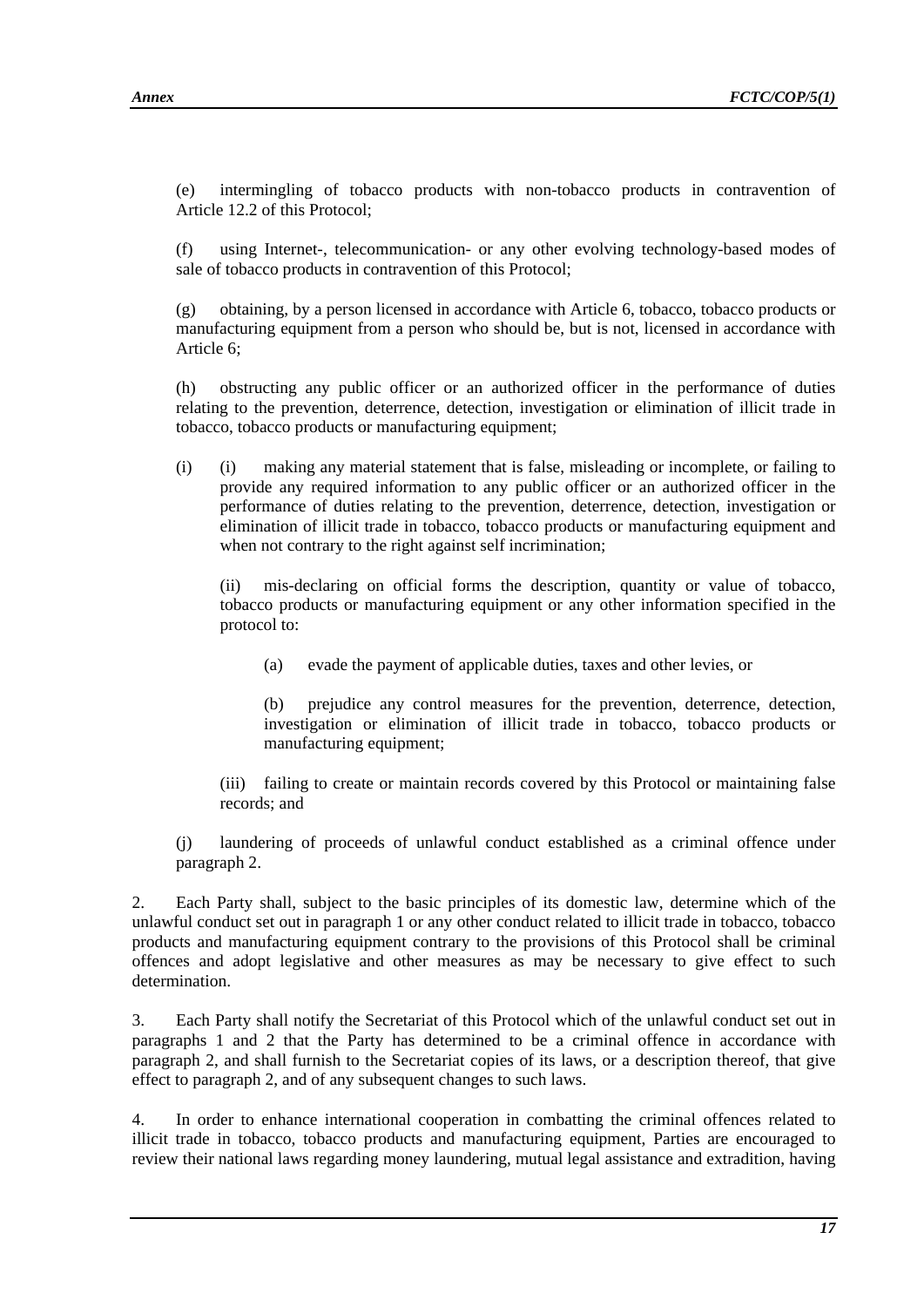(e) intermingling of tobacco products with non-tobacco products in contravention of Article 12.2 of this Protocol;

(f) using Internet-, telecommunication- or any other evolving technology-based modes of sale of tobacco products in contravention of this Protocol;

(g) obtaining, by a person licensed in accordance with Article 6, tobacco, tobacco products or manufacturing equipment from a person who should be, but is not, licensed in accordance with Article 6;

(h) obstructing any public officer or an authorized officer in the performance of duties relating to the prevention, deterrence, detection, investigation or elimination of illicit trade in tobacco, tobacco products or manufacturing equipment;

(i) (i) making any material statement that is false, misleading or incomplete, or failing to provide any required information to any public officer or an authorized officer in the performance of duties relating to the prevention, deterrence, detection, investigation or elimination of illicit trade in tobacco, tobacco products or manufacturing equipment and when not contrary to the right against self incrimination;

(ii) mis-declaring on official forms the description, quantity or value of tobacco, tobacco products or manufacturing equipment or any other information specified in the protocol to:

(a) evade the payment of applicable duties, taxes and other levies, or

(b) prejudice any control measures for the prevention, deterrence, detection, investigation or elimination of illicit trade in tobacco, tobacco products or manufacturing equipment;

(iii) failing to create or maintain records covered by this Protocol or maintaining false records; and

(j) laundering of proceeds of unlawful conduct established as a criminal offence under paragraph 2.

2. Each Party shall, subject to the basic principles of its domestic law, determine which of the unlawful conduct set out in paragraph 1 or any other conduct related to illicit trade in tobacco, tobacco products and manufacturing equipment contrary to the provisions of this Protocol shall be criminal offences and adopt legislative and other measures as may be necessary to give effect to such determination.

3. Each Party shall notify the Secretariat of this Protocol which of the unlawful conduct set out in paragraphs 1 and 2 that the Party has determined to be a criminal offence in accordance with paragraph 2, and shall furnish to the Secretariat copies of its laws, or a description thereof, that give effect to paragraph 2, and of any subsequent changes to such laws.

4. In order to enhance international cooperation in combatting the criminal offences related to illicit trade in tobacco, tobacco products and manufacturing equipment, Parties are encouraged to review their national laws regarding money laundering, mutual legal assistance and extradition, having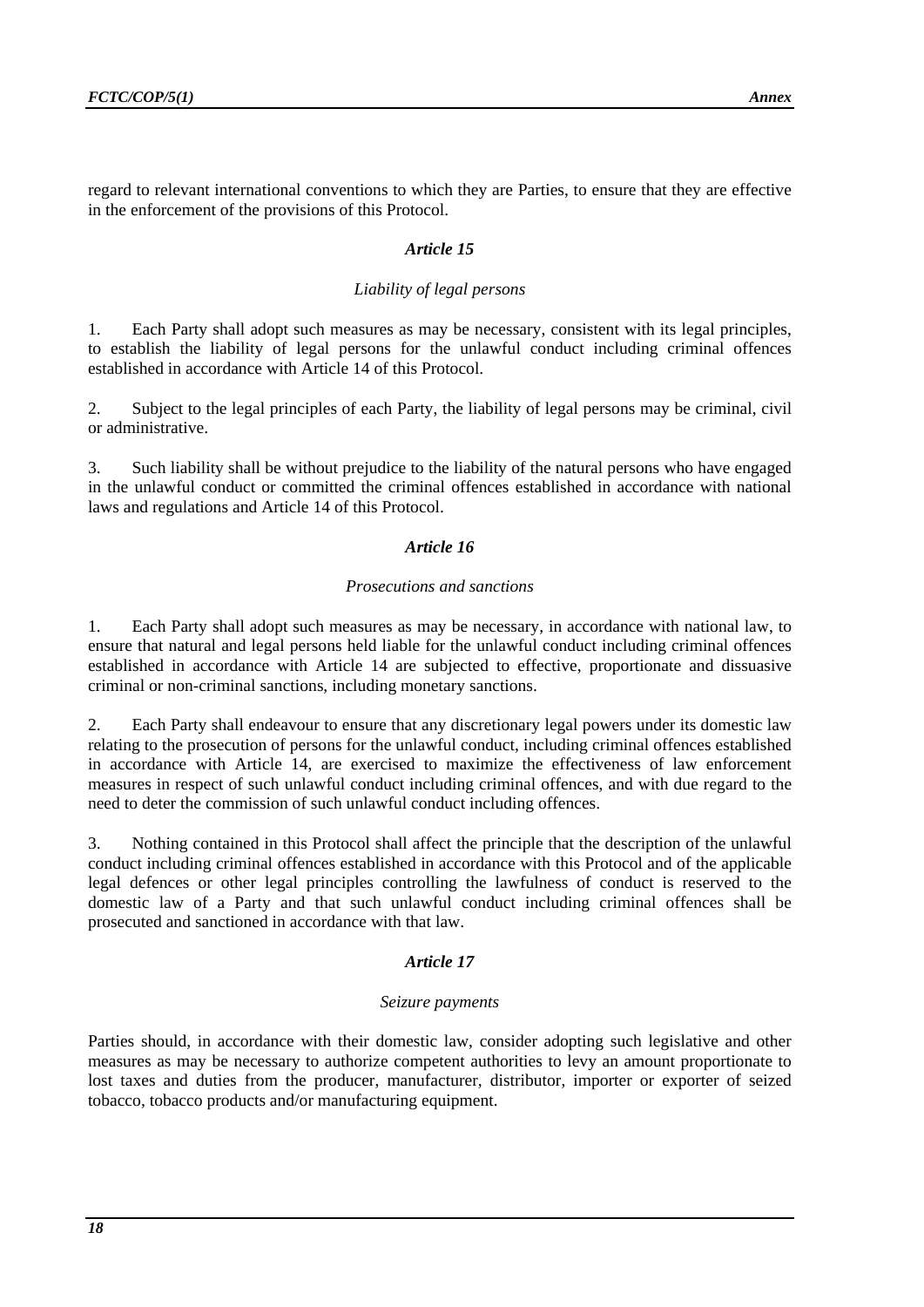regard to relevant international conventions to which they are Parties, to ensure that they are effective in the enforcement of the provisions of this Protocol.

### *Article 15*

*Liability of legal persons*

1. Each Party shall adopt such measures as may be necessary, consistent with its legal principles, to establish the liability of legal persons for the unlawful conduct including criminal offences established in accordance with Article 14 of this Protocol.

2. Subject to the legal principles of each Party, the liability of legal persons may be criminal, civil or administrative.

3. Such liability shall be without prejudice to the liability of the natural persons who have engaged in the unlawful conduct or committed the criminal offences established in accordance with national laws and regulations and Article 14 of this Protocol.

### *Article 16*

*Prosecutions and sanctions*

1. Each Party shall adopt such measures as may be necessary, in accordance with national law, to ensure that natural and legal persons held liable for the unlawful conduct including criminal offences established in accordance with Article 14 are subjected to effective, proportionate and dissuasive criminal or non-criminal sanctions, including monetary sanctions.

2. Each Party shall endeavour to ensure that any discretionary legal powers under its domestic law relating to the prosecution of persons for the unlawful conduct, including criminal offences established in accordance with Article 14, are exercised to maximize the effectiveness of law enforcement measures in respect of such unlawful conduct including criminal offences, and with due regard to the need to deter the commission of such unlawful conduct including offences.

3. Nothing contained in this Protocol shall affect the principle that the description of the unlawful conduct including criminal offences established in accordance with this Protocol and of the applicable legal defences or other legal principles controlling the lawfulness of conduct is reserved to the domestic law of a Party and that such unlawful conduct including criminal offences shall be prosecuted and sanctioned in accordance with that law.

### *Article 17*

*Seizure payments*

Parties should, in accordance with their domestic law, consider adopting such legislative and other measures as may be necessary to authorize competent authorities to levy an amount proportionate to lost taxes and duties from the producer, manufacturer, distributor, importer or exporter of seized tobacco, tobacco products and/or manufacturing equipment.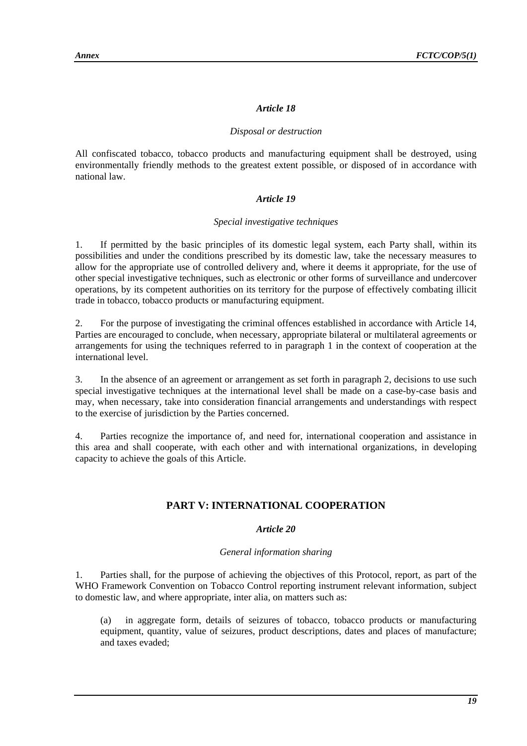### *Article 18*

*Disposal or destruction*

All confiscated tobacco, tobacco products and manufacturing equipment shall be destroyed, using environmentally friendly methods to the greatest extent possible, or disposed of in accordance with national law.

### *Article 19*

*Special investigative techniques*

1. If permitted by the basic principles of its domestic legal system, each Party shall, within its possibilities and under the conditions prescribed by its domestic law, take the necessary measures to allow for the appropriate use of controlled delivery and, where it deems it appropriate, for the use of other special investigative techniques, such as electronic or other forms of surveillance and undercover operations, by its competent authorities on its territory for the purpose of effectively combating illicit trade in tobacco, tobacco products or manufacturing equipment.

2. For the purpose of investigating the criminal offences established in accordance with Article 14, Parties are encouraged to conclude, when necessary, appropriate bilateral or multilateral agreements or arrangements for using the techniques referred to in paragraph 1 in the context of cooperation at the international level.

3. In the absence of an agreement or arrangement as set forth in paragraph 2, decisions to use such special investigative techniques at the international level shall be made on a case-by-case basis and may, when necessary, take into consideration financial arrangements and understandings with respect to the exercise of jurisdiction by the Parties concerned.

4. Parties recognize the importance of, and need for, international cooperation and assistance in this area and shall cooperate, with each other and with international organizations, in developing capacity to achieve the goals of this Article.

## PART V: INTERNATIONAL COOPERATION

### *Article 20*

*General information sharing*

1. Parties shall, for the purpose of achieving the objectives of this Protocol, report, as part of the WHO Framework Convention on Tobacco Control reporting instrument relevant information, subject to domestic law, and where appropriate, inter alia, on matters such as:

(a) in aggregate form, details of seizures of tobacco, tobacco products or manufacturing equipment, quantity, value of seizures, product descriptions, dates and places of manufacture; and taxes evaded;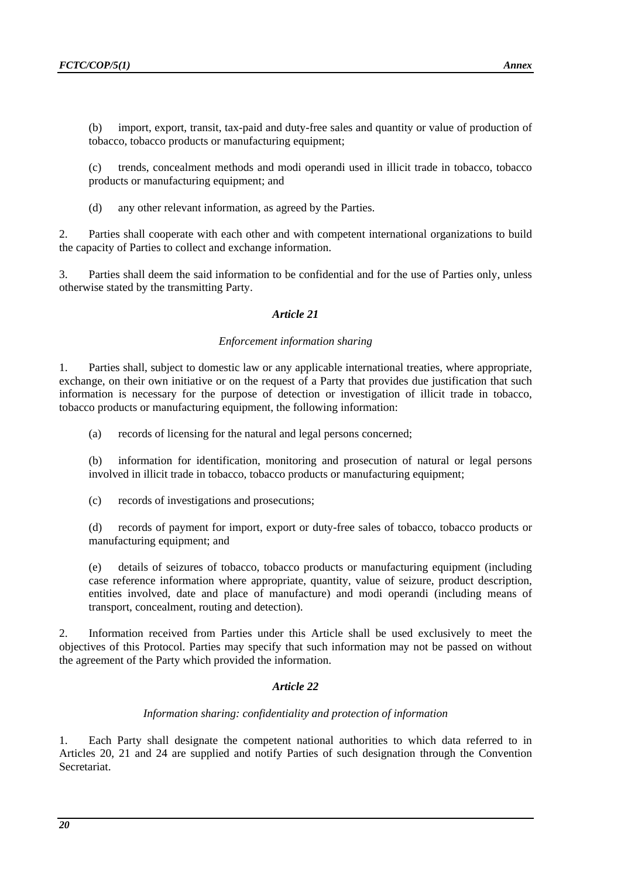(b) import, export, transit, tax-paid and duty-free sales and quantity or value of production of tobacco, tobacco products or manufacturing equipment;

(c) trends, concealment methods and modi operandi used in illicit trade in tobacco, tobacco products or manufacturing equipment; and

(d) any other relevant information, as agreed by the Parties.

2. Parties shall cooperate with each other and with competent international organizations to build the capacity of Parties to collect and exchange information.

3. Parties shall deem the said information to be confidential and for the use of Parties only, unless otherwise stated by the transmitting Party.

### *Article 21*

#### *Enforcement information sharing*

1. Parties shall, subject to domestic law or any applicable international treaties, where appropriate, exchange, on their own initiative or on the request of a Party that provides due justification that such information is necessary for the purpose of detection or investigation of illicit trade in tobacco, tobacco products or manufacturing equipment, the following information:

(a) records of licensing for the natural and legal persons concerned;

(b) information for identification, monitoring and prosecution of natural or legal persons involved in illicit trade in tobacco, tobacco products or manufacturing equipment;

(c) records of investigations and prosecutions;

(d) records of payment for import, export or duty-free sales of tobacco, tobacco products or manufacturing equipment; and

(e) details of seizures of tobacco, tobacco products or manufacturing equipment (including case reference information where appropriate, quantity, value of seizure, product description, entities involved, date and place of manufacture) and modi operandi (including means of transport, concealment, routing and detection).

2. Information received from Parties under this Article shall be used exclusively to meet the objectives of this Protocol. Parties may specify that such information may not be passed on without the agreement of the Party which provided the information.

### *Article 22*

#### *Information sharing: confidentiality and protection of information*

1. Each Party shall designate the competent national authorities to which data referred to in Articles 20, 21 and 24 are supplied and notify Parties of such designation through the Convention Secretariat.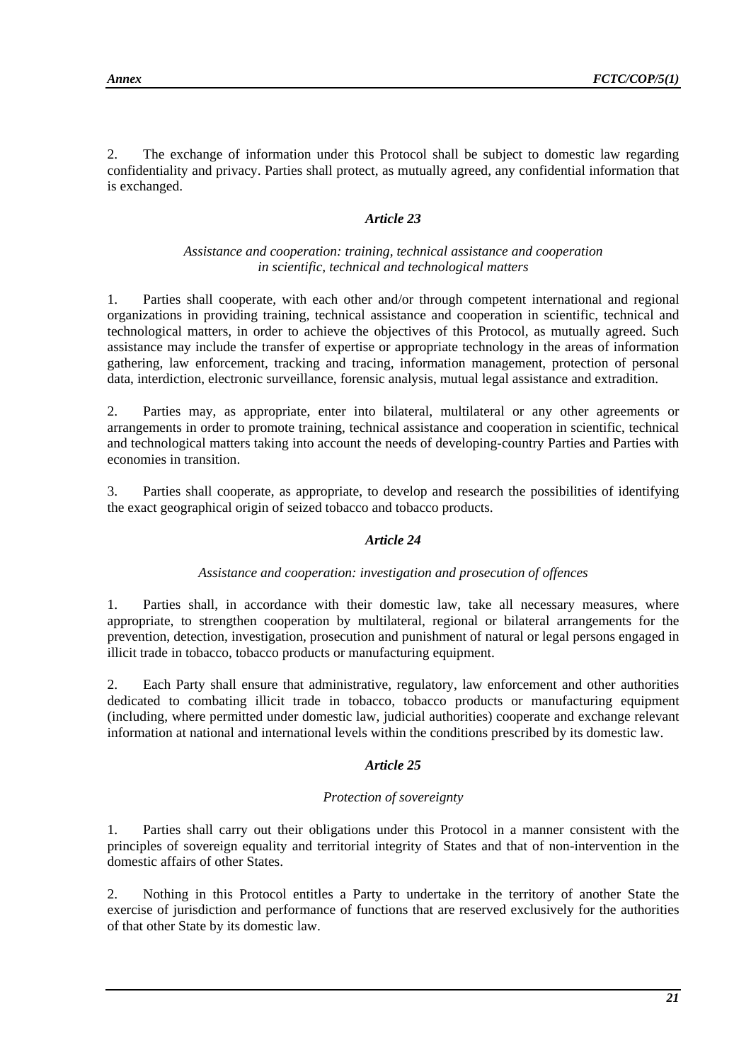2. The exchange of information under this Protocol shall be subject to domestic law regarding confidentiality and privacy. Parties shall protect, as mutually agreed, any confidential information that is exchanged.

### *Article 23*

*Assistance and cooperation: training, technical assistance and cooperation in scientific, technical and technological matters*

1. Parties shall cooperate, with each other and/or through competent international and regional organizations in providing training, technical assistance and cooperation in scientific, technical and technological matters, in order to achieve the objectives of this Protocol, as mutually agreed. Such assistance may include the transfer of expertise or appropriate technology in the areas of information gathering, law enforcement, tracking and tracing, information management, protection of personal data, interdiction, electronic surveillance, forensic analysis, mutual legal assistance and extradition.

2. Parties may, as appropriate, enter into bilateral, multilateral or any other agreements or arrangements in order to promote training, technical assistance and cooperation in scientific, technical and technological matters taking into account the needs of developing-country Parties and Parties with economies in transition.

3. Parties shall cooperate, as appropriate, to develop and research the possibilities of identifying the exact geographical origin of seized tobacco and tobacco products.

### *Article 24*

*Assistance and cooperation: investigation and prosecution of offences*

1. Parties shall, in accordance with their domestic law, take all necessary measures, where appropriate, to strengthen cooperation by multilateral, regional or bilateral arrangements for the prevention, detection, investigation, prosecution and punishment of natural or legal persons engaged in illicit trade in tobacco, tobacco products or manufacturing equipment.

2. Each Party shall ensure that administrative, regulatory, law enforcement and other authorities dedicated to combating illicit trade in tobacco, tobacco products or manufacturing equipment (including, where permitted under domestic law, judicial authorities) cooperate and exchange relevant information at national and international levels within the conditions prescribed by its domestic law.

### *Article 25*

*Protection of sovereignty*

1. Parties shall carry out their obligations under this Protocol in a manner consistent with the principles of sovereign equality and territorial integrity of States and that of non-intervention in the domestic affairs of other States.

2. Nothing in this Protocol entitles a Party to undertake in the territory of another State the exercise of jurisdiction and performance of functions that are reserved exclusively for the authorities of that other State by its domestic law.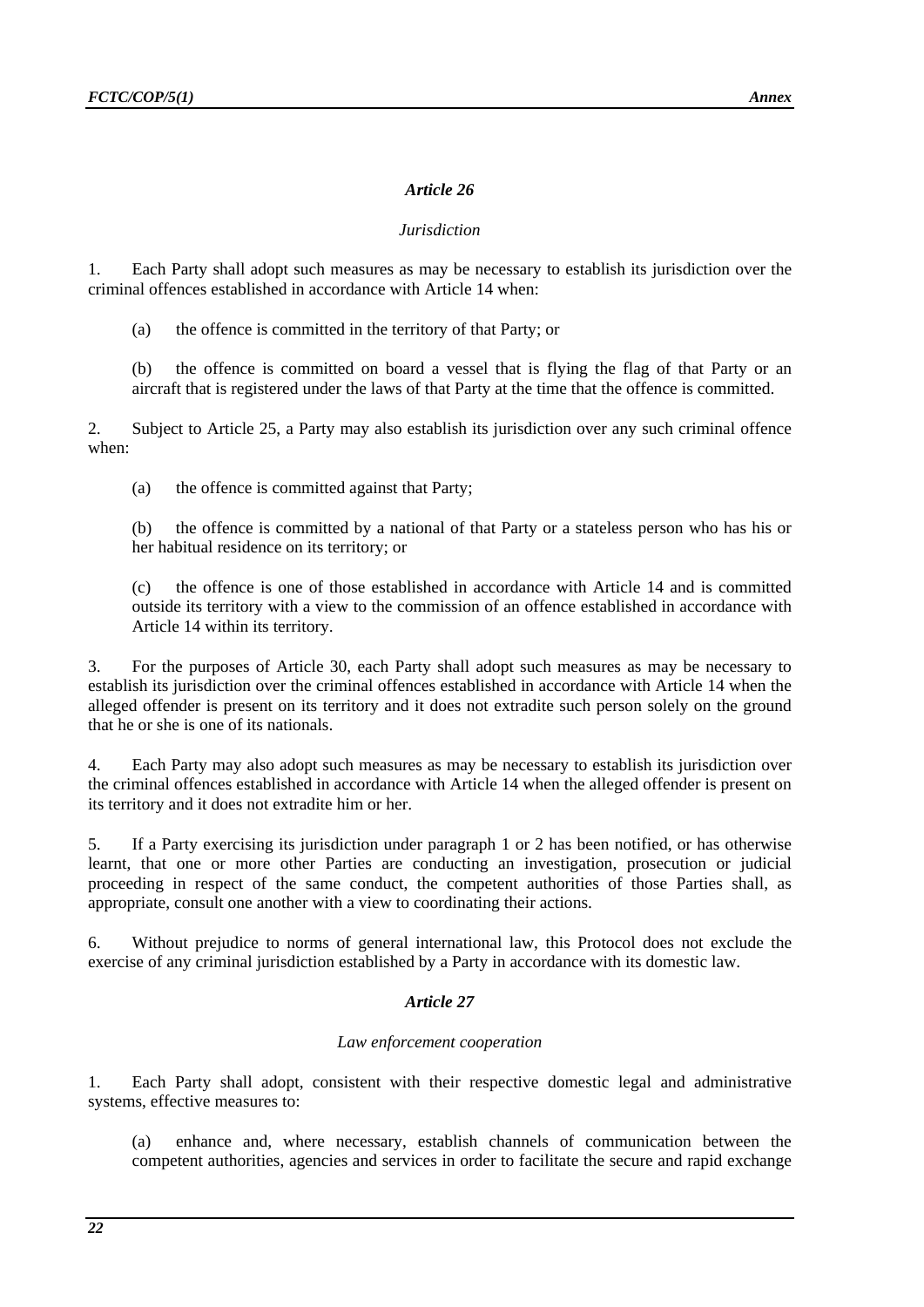### *Article 26*

*Jurisdiction*

1. Each Party shall adopt such measures as may be necessary to establish its jurisdiction over the criminal offences established in accordance with Article 14 when:

   (a) the offence is committed in the territory of that Party; or

   (b) the offence is committed on board a vessel that is flying the flag of that Party or an aircraft that is registered under the laws of that Party at the time that the offence is committed.

2. Subject to Article 25, a Party may also establish its jurisdiction over any such criminal offence when:

   (a) the offence is committed against that Party;

   (b) the offence is committed by a national of that Party or a stateless person who has his or her habitual residence on its territory; or

   (c) the offence is one of those established in accordance with Article 14 and is committed outside its territory with a view to the commission of an offence established in accordance with Article 14 within its territory.

3. For the purposes of Article 30, each Party shall adopt such measures as may be necessary to establish its jurisdiction over the criminal offences established in accordance with Article 14 when the alleged offender is present on its territory and it does not extradite such person solely on the ground that he or she is one of its nationals.

4. Each Party may also adopt such measures as may be necessary to establish its jurisdiction over the criminal offences established in accordance with Article 14 when the alleged offender is present on its territory and it does not extradite him or her.

5. If a Party exercising its jurisdiction under paragraph 1 or 2 has been notified, or has otherwise learnt, that one or more other Parties are conducting an investigation, prosecution or judicial proceeding in respect of the same conduct, the competent authorities of those Parties shall, as appropriate, consult one another with a view to coordinating their actions.

6. Without prejudice to norms of general international law, this Protocol does not exclude the exercise of any criminal jurisdiction established by a Party in accordance with its domestic law.

### *Article 27*

*Law enforcement cooperation*

1. Each Party shall adopt, consistent with their respective domestic legal and administrative systems, effective measures to:

   (a) enhance and, where necessary, establish channels of communication between the competent authorities, agencies and services in order to facilitate the secure and rapid exchange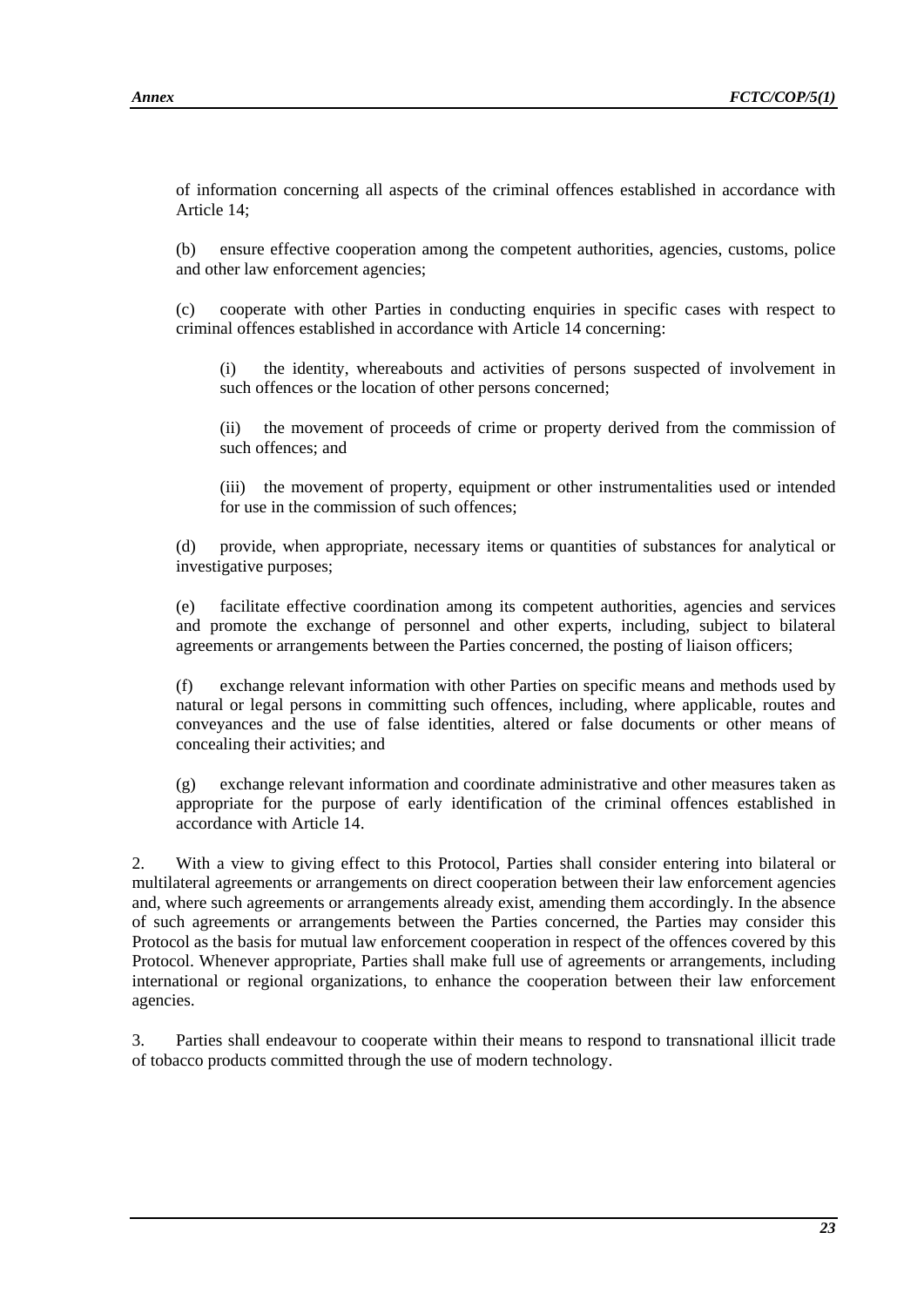of information concerning all aspects of the criminal offences established in accordance with Article 14;

(b) ensure effective cooperation among the competent authorities, agencies, customs, police and other law enforcement agencies;

(c) cooperate with other Parties in conducting enquiries in specific cases with respect to criminal offences established in accordance with Article 14 concerning:

(i) the identity, whereabouts and activities of persons suspected of involvement in such offences or the location of other persons concerned;

(ii) the movement of proceeds of crime or property derived from the commission of such offences; and

(iii) the movement of property, equipment or other instrumentalities used or intended for use in the commission of such offences;

(d) provide, when appropriate, necessary items or quantities of substances for analytical or investigative purposes;

(e) facilitate effective coordination among its competent authorities, agencies and services and promote the exchange of personnel and other experts, including, subject to bilateral agreements or arrangements between the Parties concerned, the posting of liaison officers;

(f) exchange relevant information with other Parties on specific means and methods used by natural or legal persons in committing such offences, including, where applicable, routes and conveyances and the use of false identities, altered or false documents or other means of concealing their activities; and

(g) exchange relevant information and coordinate administrative and other measures taken as appropriate for the purpose of early identification of the criminal offences established in accordance with Article 14.

2. With a view to giving effect to this Protocol, Parties shall consider entering into bilateral or multilateral agreements or arrangements on direct cooperation between their law enforcement agencies and, where such agreements or arrangements already exist, amending them accordingly. In the absence of such agreements or arrangements between the Parties concerned, the Parties may consider this Protocol as the basis for mutual law enforcement cooperation in respect of the offences covered by this Protocol. Whenever appropriate, Parties shall make full use of agreements or arrangements, including international or regional organizations, to enhance the cooperation between their law enforcement agencies.

3. Parties shall endeavour to cooperate within their means to respond to transnational illicit trade of tobacco products committed through the use of modern technology.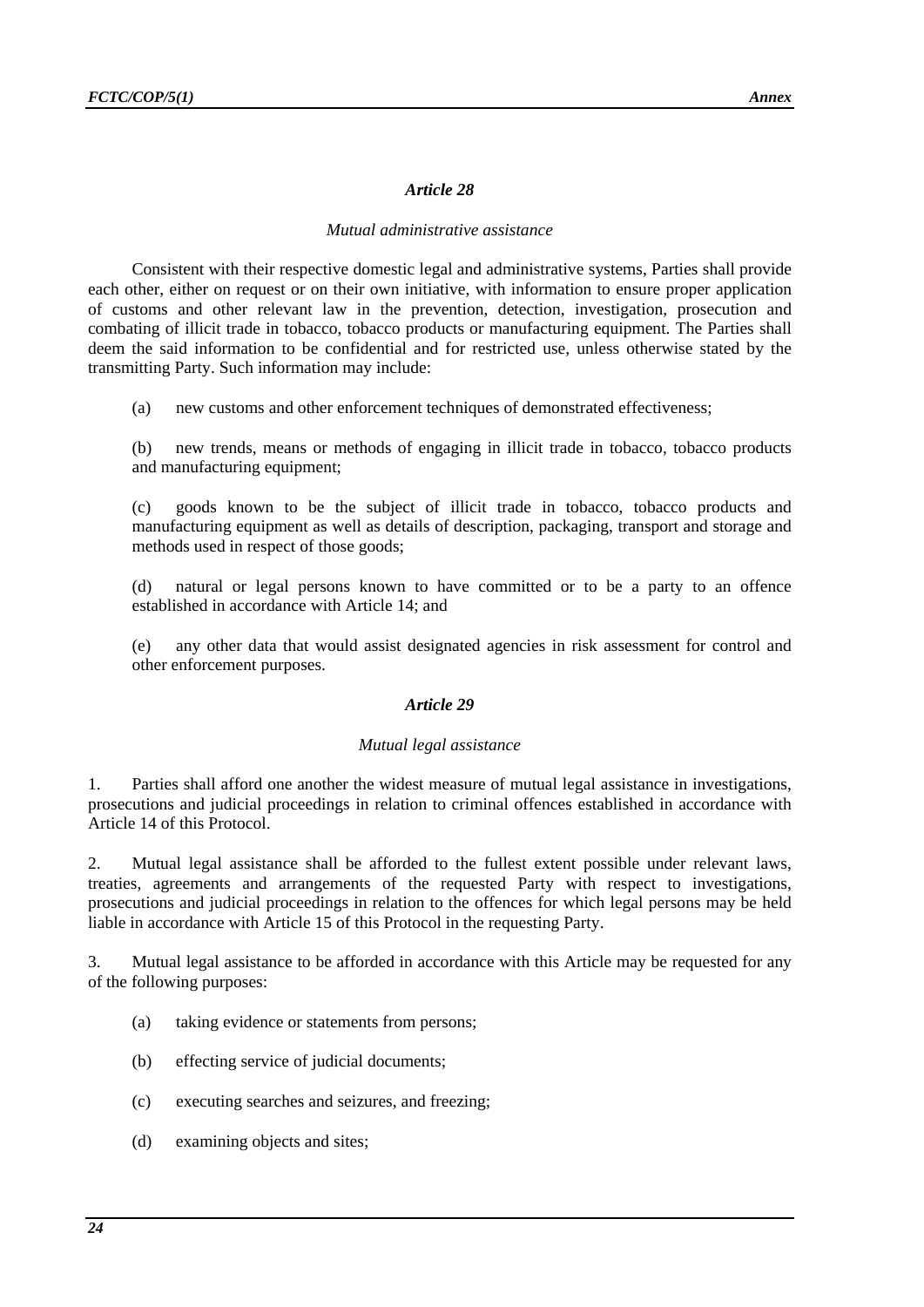### *Article 28*

*Mutual administrative assistance*

Consistent with their respective domestic legal and administrative systems, Parties shall provide each other, either on request or on their own initiative, with information to ensure proper application of customs and other relevant law in the prevention, detection, investigation, prosecution and combating of illicit trade in tobacco, tobacco products or manufacturing equipment. The Parties shall deem the said information to be confidential and for restricted use, unless otherwise stated by the transmitting Party. Such information may include:

(a) new customs and other enforcement techniques of demonstrated effectiveness;

(b) new trends, means or methods of engaging in illicit trade in tobacco, tobacco products and manufacturing equipment;

(c) goods known to be the subject of illicit trade in tobacco, tobacco products and manufacturing equipment as well as details of description, packaging, transport and storage and methods used in respect of those goods;

(d) natural or legal persons known to have committed or to be a party to an offence established in accordance with Article 14; and

(e) any other data that would assist designated agencies in risk assessment for control and other enforcement purposes.

### *Article 29*

*Mutual legal assistance*

1. Parties shall afford one another the widest measure of mutual legal assistance in investigations, prosecutions and judicial proceedings in relation to criminal offences established in accordance with Article 14 of this Protocol.

2. Mutual legal assistance shall be afforded to the fullest extent possible under relevant laws, treaties, agreements and arrangements of the requested Party with respect to investigations, prosecutions and judicial proceedings in relation to the offences for which legal persons may be held liable in accordance with Article 15 of this Protocol in the requesting Party.

3. Mutual legal assistance to be afforded in accordance with this Article may be requested for any of the following purposes:

(a) taking evidence or statements from persons;

(b) effecting service of judicial documents;

(c) executing searches and seizures, and freezing;

(d) examining objects and sites;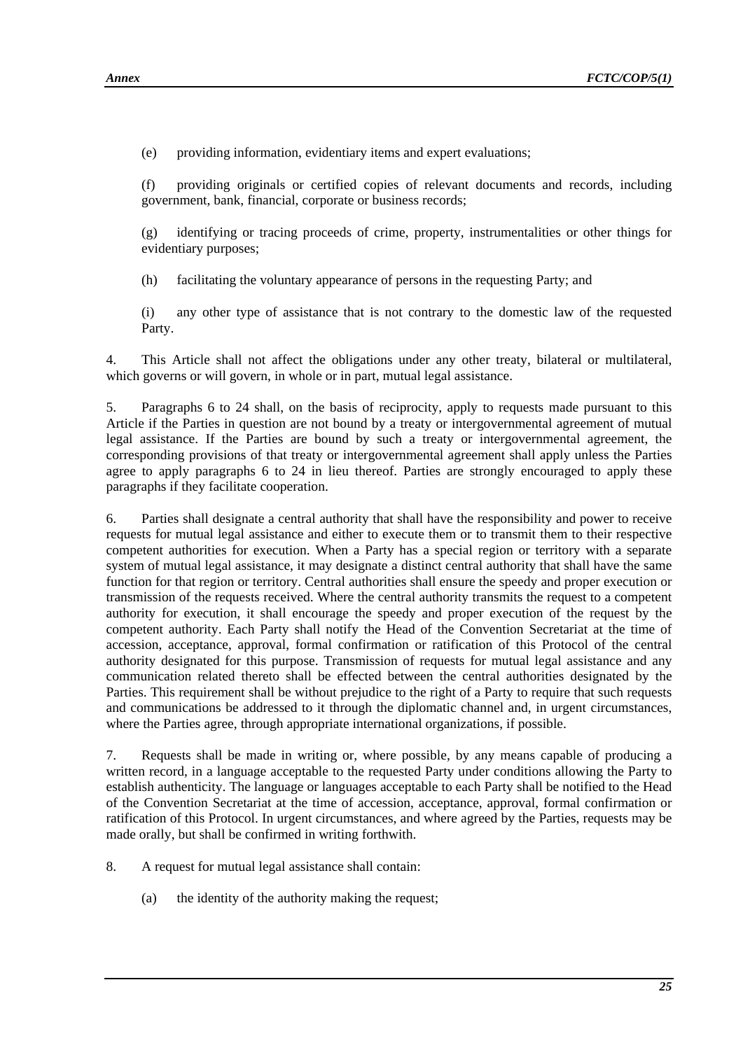(e) providing information, evidentiary items and expert evaluations;

(f) providing originals or certified copies of relevant documents and records, including government, bank, financial, corporate or business records;

(g) identifying or tracing proceeds of crime, property, instrumentalities or other things for evidentiary purposes;

(h) facilitating the voluntary appearance of persons in the requesting Party; and

(i) any other type of assistance that is not contrary to the domestic law of the requested Party.

4. This Article shall not affect the obligations under any other treaty, bilateral or multilateral, which governs or will govern, in whole or in part, mutual legal assistance.

5. Paragraphs 6 to 24 shall, on the basis of reciprocity, apply to requests made pursuant to this Article if the Parties in question are not bound by a treaty or intergovernmental agreement of mutual legal assistance. If the Parties are bound by such a treaty or intergovernmental agreement, the corresponding provisions of that treaty or intergovernmental agreement shall apply unless the Parties agree to apply paragraphs 6 to 24 in lieu thereof. Parties are strongly encouraged to apply these paragraphs if they facilitate cooperation.

6. Parties shall designate a central authority that shall have the responsibility and power to receive requests for mutual legal assistance and either to execute them or to transmit them to their respective competent authorities for execution. When a Party has a special region or territory with a separate system of mutual legal assistance, it may designate a distinct central authority that shall have the same function for that region or territory. Central authorities shall ensure the speedy and proper execution or transmission of the requests received. Where the central authority transmits the request to a competent authority for execution, it shall encourage the speedy and proper execution of the request by the competent authority. Each Party shall notify the Head of the Convention Secretariat at the time of accession, acceptance, approval, formal confirmation or ratification of this Protocol of the central authority designated for this purpose. Transmission of requests for mutual legal assistance and any communication related thereto shall be effected between the central authorities designated by the Parties. This requirement shall be without prejudice to the right of a Party to require that such requests and communications be addressed to it through the diplomatic channel and, in urgent circumstances, where the Parties agree, through appropriate international organizations, if possible.

7. Requests shall be made in writing or, where possible, by any means capable of producing a written record, in a language acceptable to the requested Party under conditions allowing the Party to establish authenticity. The language or languages acceptable to each Party shall be notified to the Head of the Convention Secretariat at the time of accession, acceptance, approval, formal confirmation or ratification of this Protocol. In urgent circumstances, and where agreed by the Parties, requests may be made orally, but shall be confirmed in writing forthwith.

8. A request for mutual legal assistance shall contain:

(a) the identity of the authority making the request;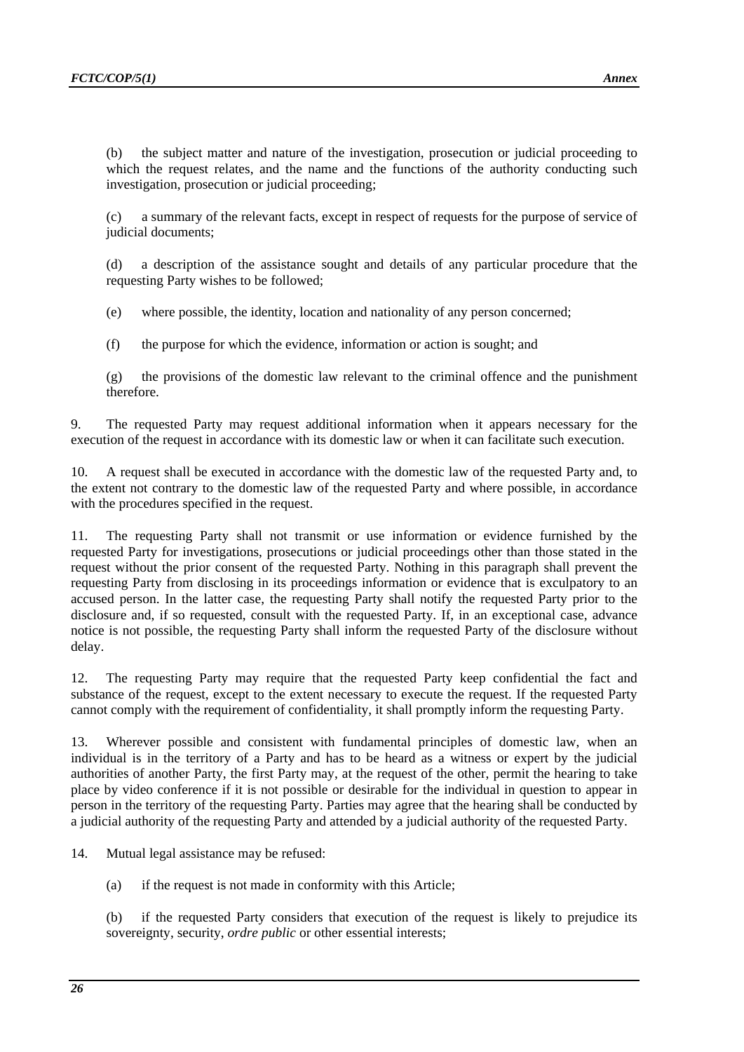(b) the subject matter and nature of the investigation, prosecution or judicial proceeding to which the request relates, and the name and the functions of the authority conducting such investigation, prosecution or judicial proceeding;

(c) a summary of the relevant facts, except in respect of requests for the purpose of service of judicial documents;

(d) a description of the assistance sought and details of any particular procedure that the requesting Party wishes to be followed;

(e) where possible, the identity, location and nationality of any person concerned;

(f) the purpose for which the evidence, information or action is sought; and

(g) the provisions of the domestic law relevant to the criminal offence and the punishment therefore.

9. The requested Party may request additional information when it appears necessary for the execution of the request in accordance with its domestic law or when it can facilitate such execution.

10. A request shall be executed in accordance with the domestic law of the requested Party and, to the extent not contrary to the domestic law of the requested Party and where possible, in accordance with the procedures specified in the request.

11. The requesting Party shall not transmit or use information or evidence furnished by the requested Party for investigations, prosecutions or judicial proceedings other than those stated in the request without the prior consent of the requested Party. Nothing in this paragraph shall prevent the requesting Party from disclosing in its proceedings information or evidence that is exculpatory to an accused person. In the latter case, the requesting Party shall notify the requested Party prior to the disclosure and, if so requested, consult with the requested Party. If, in an exceptional case, advance notice is not possible, the requesting Party shall inform the requested Party of the disclosure without delay.

12. The requesting Party may require that the requested Party keep confidential the fact and substance of the request, except to the extent necessary to execute the request. If the requested Party cannot comply with the requirement of confidentiality, it shall promptly inform the requesting Party.

13. Wherever possible and consistent with fundamental principles of domestic law, when an individual is in the territory of a Party and has to be heard as a witness or expert by the judicial authorities of another Party, the first Party may, at the request of the other, permit the hearing to take place by video conference if it is not possible or desirable for the individual in question to appear in person in the territory of the requesting Party. Parties may agree that the hearing shall be conducted by a judicial authority of the requesting Party and attended by a judicial authority of the requested Party.

14. Mutual legal assistance may be refused:

(a) if the request is not made in conformity with this Article;

(b) if the requested Party considers that execution of the request is likely to prejudice its sovereignty, security, *ordre public* or other essential interests;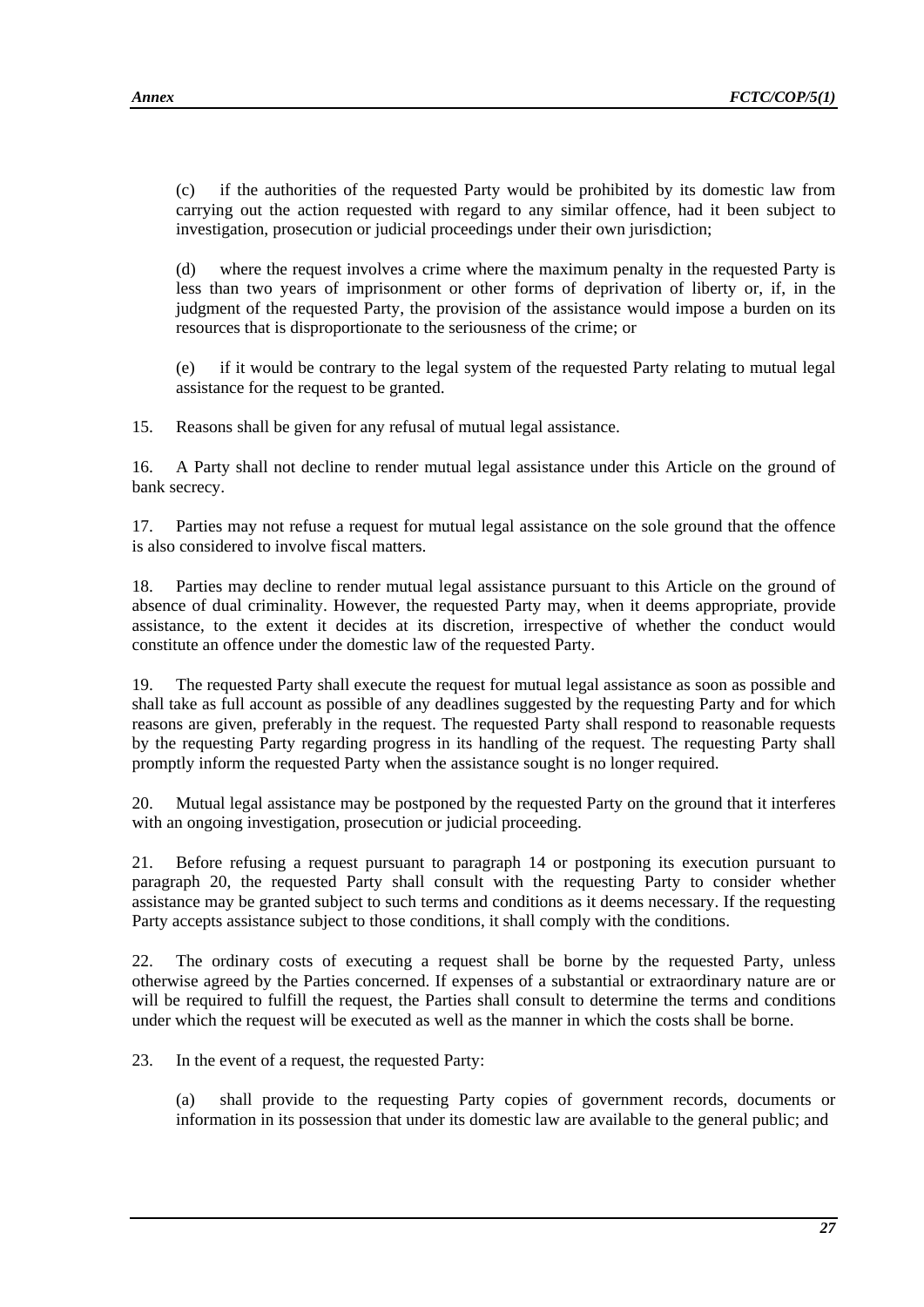(c) if the authorities of the requested Party would be prohibited by its domestic law from carrying out the action requested with regard to any similar offence, had it been subject to investigation, prosecution or judicial proceedings under their own jurisdiction;

(d) where the request involves a crime where the maximum penalty in the requested Party is less than two years of imprisonment or other forms of deprivation of liberty or, if, in the judgment of the requested Party, the provision of the assistance would impose a burden on its resources that is disproportionate to the seriousness of the crime; or

(e) if it would be contrary to the legal system of the requested Party relating to mutual legal assistance for the request to be granted.

15. Reasons shall be given for any refusal of mutual legal assistance.

16. A Party shall not decline to render mutual legal assistance under this Article on the ground of bank secrecy.

17. Parties may not refuse a request for mutual legal assistance on the sole ground that the offence is also considered to involve fiscal matters.

18. Parties may decline to render mutual legal assistance pursuant to this Article on the ground of absence of dual criminality. However, the requested Party may, when it deems appropriate, provide assistance, to the extent it decides at its discretion, irrespective of whether the conduct would constitute an offence under the domestic law of the requested Party.

19. The requested Party shall execute the request for mutual legal assistance as soon as possible and shall take as full account as possible of any deadlines suggested by the requesting Party and for which reasons are given, preferably in the request. The requested Party shall respond to reasonable requests by the requesting Party regarding progress in its handling of the request. The requesting Party shall promptly inform the requested Party when the assistance sought is no longer required.

20. Mutual legal assistance may be postponed by the requested Party on the ground that it interferes with an ongoing investigation, prosecution or judicial proceeding.

21. Before refusing a request pursuant to paragraph 14 or postponing its execution pursuant to paragraph 20, the requested Party shall consult with the requesting Party to consider whether assistance may be granted subject to such terms and conditions as it deems necessary. If the requesting Party accepts assistance subject to those conditions, it shall comply with the conditions.

22. The ordinary costs of executing a request shall be borne by the requested Party, unless otherwise agreed by the Parties concerned. If expenses of a substantial or extraordinary nature are or will be required to fulfill the request, the Parties shall consult to determine the terms and conditions under which the request will be executed as well as the manner in which the costs shall be borne.

23. In the event of a request, the requested Party:

(a) shall provide to the requesting Party copies of government records, documents or information in its possession that under its domestic law are available to the general public; and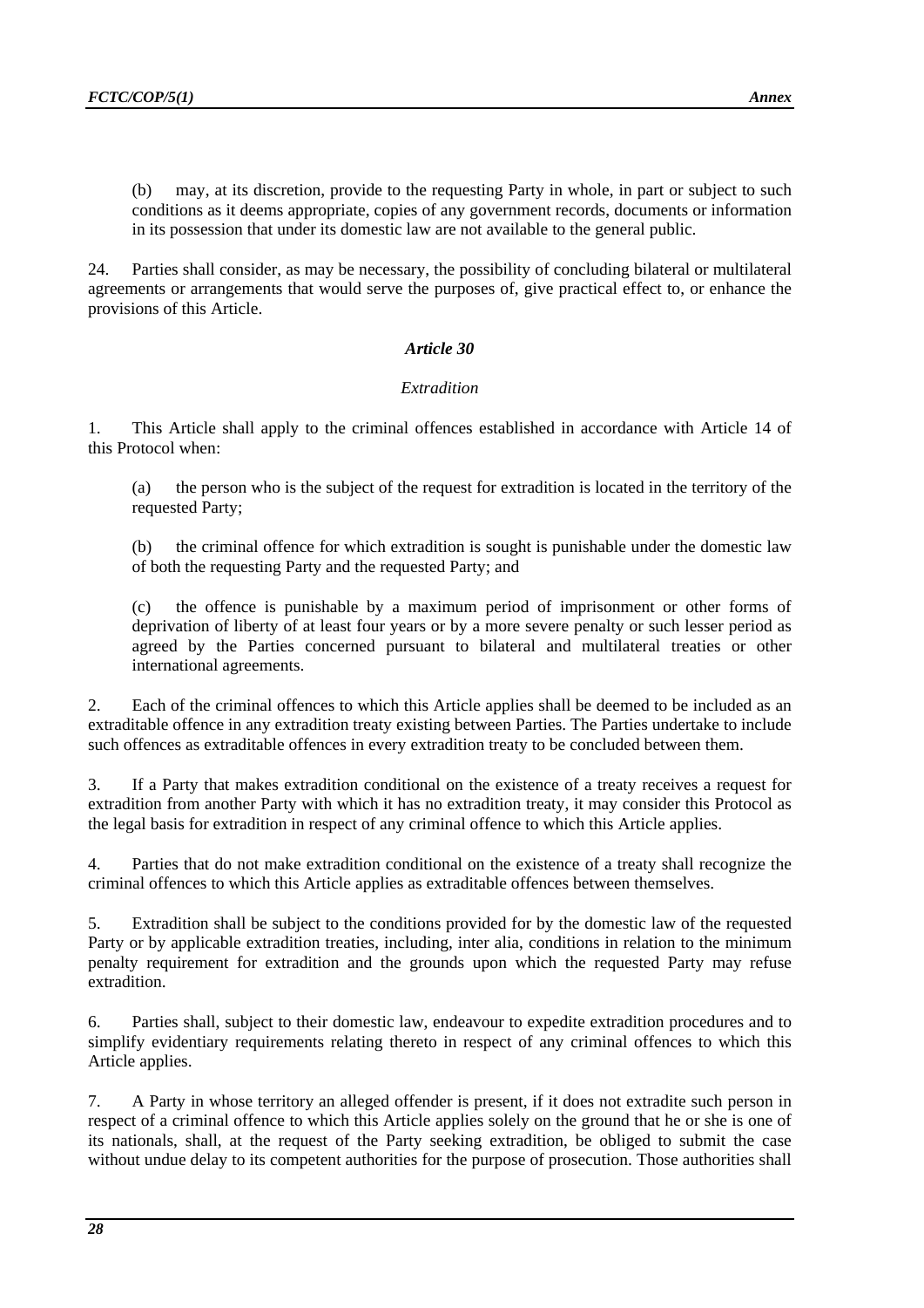(b) may, at its discretion, provide to the requesting Party in whole, in part or subject to such conditions as it deems appropriate, copies of any government records, documents or information in its possession that under its domestic law are not available to the general public.

24. Parties shall consider, as may be necessary, the possibility of concluding bilateral or multilateral agreements or arrangements that would serve the purposes of, give practical effect to, or enhance the provisions of this Article.

### *Article 30*

#### *Extradition*

1. This Article shall apply to the criminal offences established in accordance with Article 14 of this Protocol when:

(a) the person who is the subject of the request for extradition is located in the territory of the requested Party;

(b) the criminal offence for which extradition is sought is punishable under the domestic law of both the requesting Party and the requested Party; and

(c) the offence is punishable by a maximum period of imprisonment or other forms of deprivation of liberty of at least four years or by a more severe penalty or such lesser period as agreed by the Parties concerned pursuant to bilateral and multilateral treaties or other international agreements.

2. Each of the criminal offences to which this Article applies shall be deemed to be included as an extraditable offence in any extradition treaty existing between Parties. The Parties undertake to include such offences as extraditable offences in every extradition treaty to be concluded between them.

3. If a Party that makes extradition conditional on the existence of a treaty receives a request for extradition from another Party with which it has no extradition treaty, it may consider this Protocol as the legal basis for extradition in respect of any criminal offence to which this Article applies.

4. Parties that do not make extradition conditional on the existence of a treaty shall recognize the criminal offences to which this Article applies as extraditable offences between themselves.

5. Extradition shall be subject to the conditions provided for by the domestic law of the requested Party or by applicable extradition treaties, including, inter alia, conditions in relation to the minimum penalty requirement for extradition and the grounds upon which the requested Party may refuse extradition.

6. Parties shall, subject to their domestic law, endeavour to expedite extradition procedures and to simplify evidentiary requirements relating thereto in respect of any criminal offences to which this Article applies.

7. A Party in whose territory an alleged offender is present, if it does not extradite such person in respect of a criminal offence to which this Article applies solely on the ground that he or she is one of its nationals, shall, at the request of the Party seeking extradition, be obliged to submit the case without undue delay to its competent authorities for the purpose of prosecution. Those authorities shall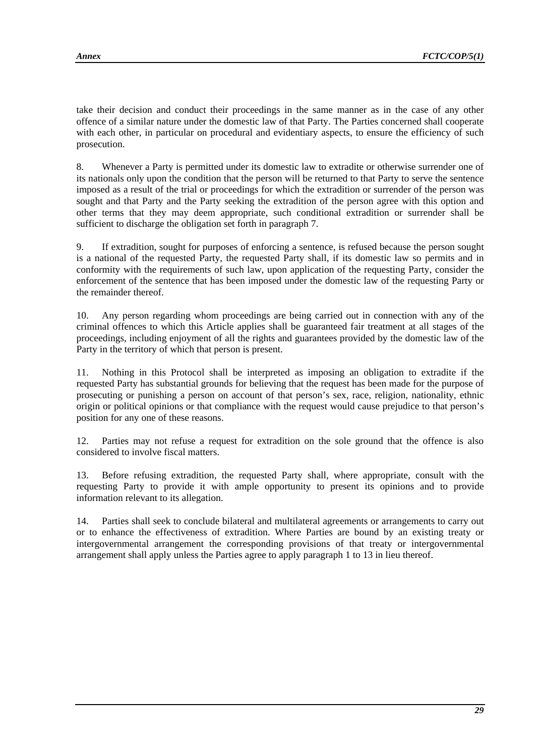take their decision and conduct their proceedings in the same manner as in the case of any other offence of a similar nature under the domestic law of that Party. The Parties concerned shall cooperate with each other, in particular on procedural and evidentiary aspects, to ensure the efficiency of such prosecution.

8. Whenever a Party is permitted under its domestic law to extradite or otherwise surrender one of its nationals only upon the condition that the person will be returned to that Party to serve the sentence imposed as a result of the trial or proceedings for which the extradition or surrender of the person was sought and that Party and the Party seeking the extradition of the person agree with this option and other terms that they may deem appropriate, such conditional extradition or surrender shall be sufficient to discharge the obligation set forth in paragraph 7.

9. If extradition, sought for purposes of enforcing a sentence, is refused because the person sought is a national of the requested Party, the requested Party shall, if its domestic law so permits and in conformity with the requirements of such law, upon application of the requesting Party, consider the enforcement of the sentence that has been imposed under the domestic law of the requesting Party or the remainder thereof.

10. Any person regarding whom proceedings are being carried out in connection with any of the criminal offences to which this Article applies shall be guaranteed fair treatment at all stages of the proceedings, including enjoyment of all the rights and guarantees provided by the domestic law of the Party in the territory of which that person is present.

11. Nothing in this Protocol shall be interpreted as imposing an obligation to extradite if the requested Party has substantial grounds for believing that the request has been made for the purpose of prosecuting or punishing a person on account of that person's sex, race, religion, nationality, ethnic origin or political opinions or that compliance with the request would cause prejudice to that person's position for any one of these reasons.

12. Parties may not refuse a request for extradition on the sole ground that the offence is also considered to involve fiscal matters.

13. Before refusing extradition, the requested Party shall, where appropriate, consult with the requesting Party to provide it with ample opportunity to present its opinions and to provide information relevant to its allegation.

14. Parties shall seek to conclude bilateral and multilateral agreements or arrangements to carry out or to enhance the effectiveness of extradition. Where Parties are bound by an existing treaty or intergovernmental arrangement the corresponding provisions of that treaty or intergovernmental arrangement shall apply unless the Parties agree to apply paragraph 1 to 13 in lieu thereof.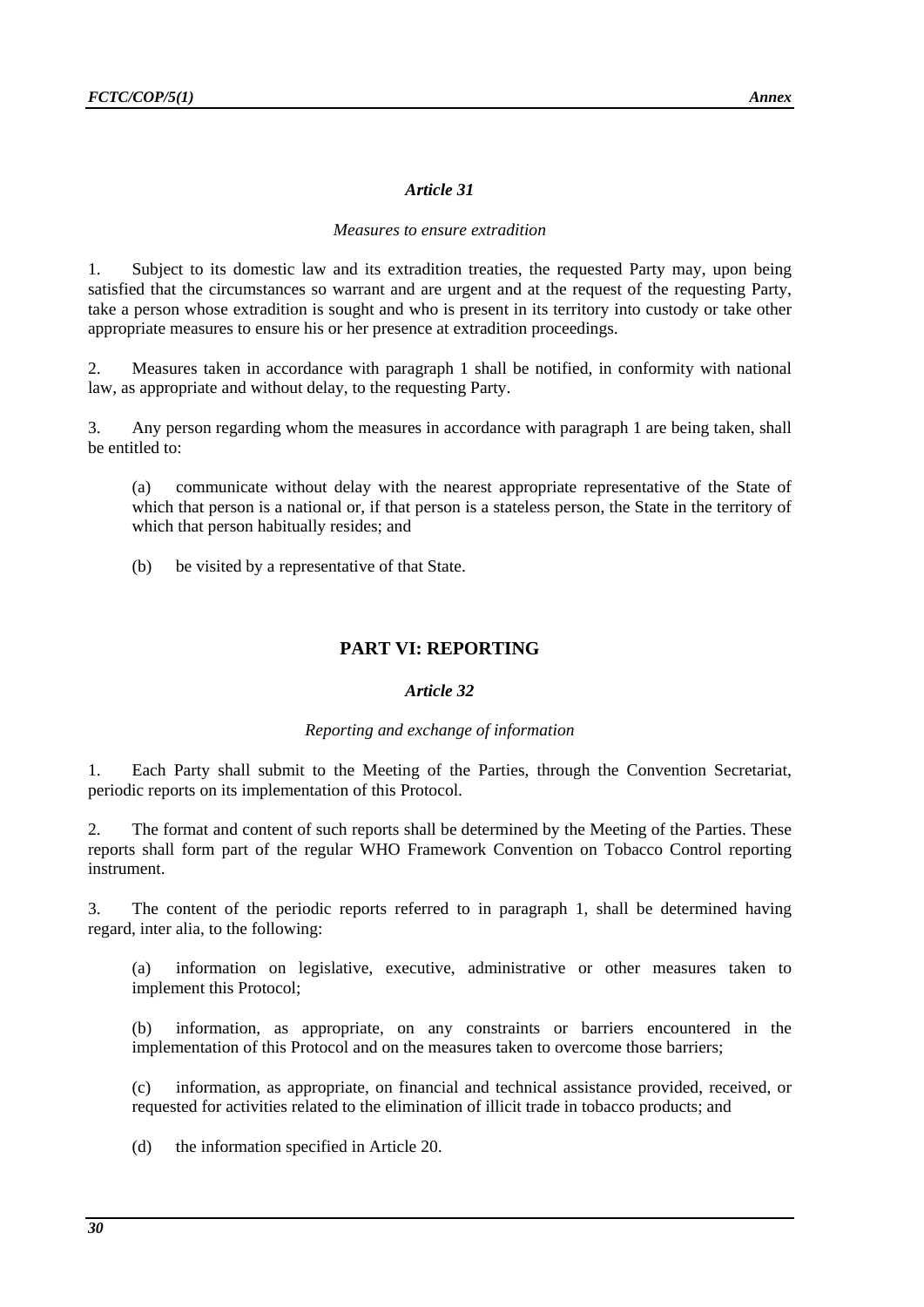### *Article 31*

*Measures to ensure extradition*

1. Subject to its domestic law and its extradition treaties, the requested Party may, upon being satisfied that the circumstances so warrant and are urgent and at the request of the requesting Party, take a person whose extradition is sought and who is present in its territory into custody or take other appropriate measures to ensure his or her presence at extradition proceedings.

2. Measures taken in accordance with paragraph 1 shall be notified, in conformity with national law, as appropriate and without delay, to the requesting Party.

3. Any person regarding whom the measures in accordance with paragraph 1 are being taken, shall be entitled to:

(a) communicate without delay with the nearest appropriate representative of the State of which that person is a national or, if that person is a stateless person, the State in the territory of which that person habitually resides; and

(b) be visited by a representative of that State.

## PART VI: REPORTING

### *Article 32*

*Reporting and exchange of information*

1. Each Party shall submit to the Meeting of the Parties, through the Convention Secretariat, periodic reports on its implementation of this Protocol.

2. The format and content of such reports shall be determined by the Meeting of the Parties. These reports shall form part of the regular WHO Framework Convention on Tobacco Control reporting instrument.

3. The content of the periodic reports referred to in paragraph 1, shall be determined having regard, inter alia, to the following:

(a) information on legislative, executive, administrative or other measures taken to implement this Protocol;

(b) information, as appropriate, on any constraints or barriers encountered in the implementation of this Protocol and on the measures taken to overcome those barriers;

(c) information, as appropriate, on financial and technical assistance provided, received, or requested for activities related to the elimination of illicit trade in tobacco products; and

(d) the information specified in Article 20.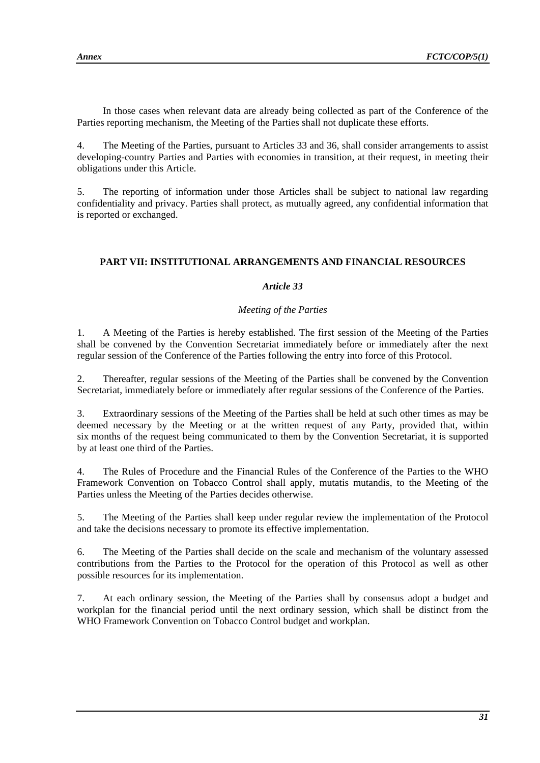In those cases when relevant data are already being collected as part of the Conference of the Parties reporting mechanism, the Meeting of the Parties shall not duplicate these efforts.

4. The Meeting of the Parties, pursuant to Articles 33 and 36, shall consider arrangements to assist developing-country Parties and Parties with economies in transition, at their request, in meeting their obligations under this Article.

5. The reporting of information under those Articles shall be subject to national law regarding confidentiality and privacy. Parties shall protect, as mutually agreed, any confidential information that is reported or exchanged.

## PART VII: INSTITUTIONAL ARRANGEMENTS AND FINANCIAL RESOURCES

### *Article 33*

*Meeting of the Parties*

1. A Meeting of the Parties is hereby established. The first session of the Meeting of the Parties shall be convened by the Convention Secretariat immediately before or immediately after the next regular session of the Conference of the Parties following the entry into force of this Protocol.

2. Thereafter, regular sessions of the Meeting of the Parties shall be convened by the Convention Secretariat, immediately before or immediately after regular sessions of the Conference of the Parties.

3. Extraordinary sessions of the Meeting of the Parties shall be held at such other times as may be deemed necessary by the Meeting or at the written request of any Party, provided that, within six months of the request being communicated to them by the Convention Secretariat, it is supported by at least one third of the Parties.

4. The Rules of Procedure and the Financial Rules of the Conference of the Parties to the WHO Framework Convention on Tobacco Control shall apply, mutatis mutandis, to the Meeting of the Parties unless the Meeting of the Parties decides otherwise.

5. The Meeting of the Parties shall keep under regular review the implementation of the Protocol and take the decisions necessary to promote its effective implementation.

6. The Meeting of the Parties shall decide on the scale and mechanism of the voluntary assessed contributions from the Parties to the Protocol for the operation of this Protocol as well as other possible resources for its implementation.

7. At each ordinary session, the Meeting of the Parties shall by consensus adopt a budget and workplan for the financial period until the next ordinary session, which shall be distinct from the WHO Framework Convention on Tobacco Control budget and workplan.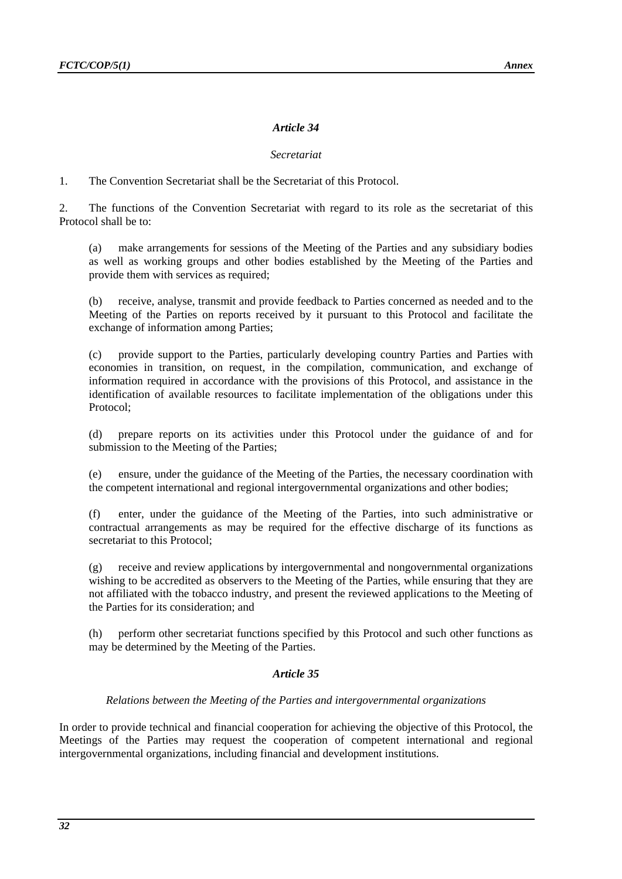### *Article 34*

*Secretariat*

1. The Convention Secretariat shall be the Secretariat of this Protocol.

2. The functions of the Convention Secretariat with regard to its role as the secretariat of this Protocol shall be to:

(a) make arrangements for sessions of the Meeting of the Parties and any subsidiary bodies as well as working groups and other bodies established by the Meeting of the Parties and provide them with services as required;

(b) receive, analyse, transmit and provide feedback to Parties concerned as needed and to the Meeting of the Parties on reports received by it pursuant to this Protocol and facilitate the exchange of information among Parties;

(c) provide support to the Parties, particularly developing country Parties and Parties with economies in transition, on request, in the compilation, communication, and exchange of information required in accordance with the provisions of this Protocol, and assistance in the identification of available resources to facilitate implementation of the obligations under this Protocol;

(d) prepare reports on its activities under this Protocol under the guidance of and for submission to the Meeting of the Parties;

(e) ensure, under the guidance of the Meeting of the Parties, the necessary coordination with the competent international and regional intergovernmental organizations and other bodies;

(f) enter, under the guidance of the Meeting of the Parties, into such administrative or contractual arrangements as may be required for the effective discharge of its functions as secretariat to this Protocol;

(g) receive and review applications by intergovernmental and nongovernmental organizations wishing to be accredited as observers to the Meeting of the Parties, while ensuring that they are not affiliated with the tobacco industry, and present the reviewed applications to the Meeting of the Parties for its consideration; and

(h) perform other secretariat functions specified by this Protocol and such other functions as may be determined by the Meeting of the Parties.

### *Article 35*

*Relations between the Meeting of the Parties and intergovernmental organizations*

In order to provide technical and financial cooperation for achieving the objective of this Protocol, the Meetings of the Parties may request the cooperation of competent international and regional intergovernmental organizations, including financial and development institutions.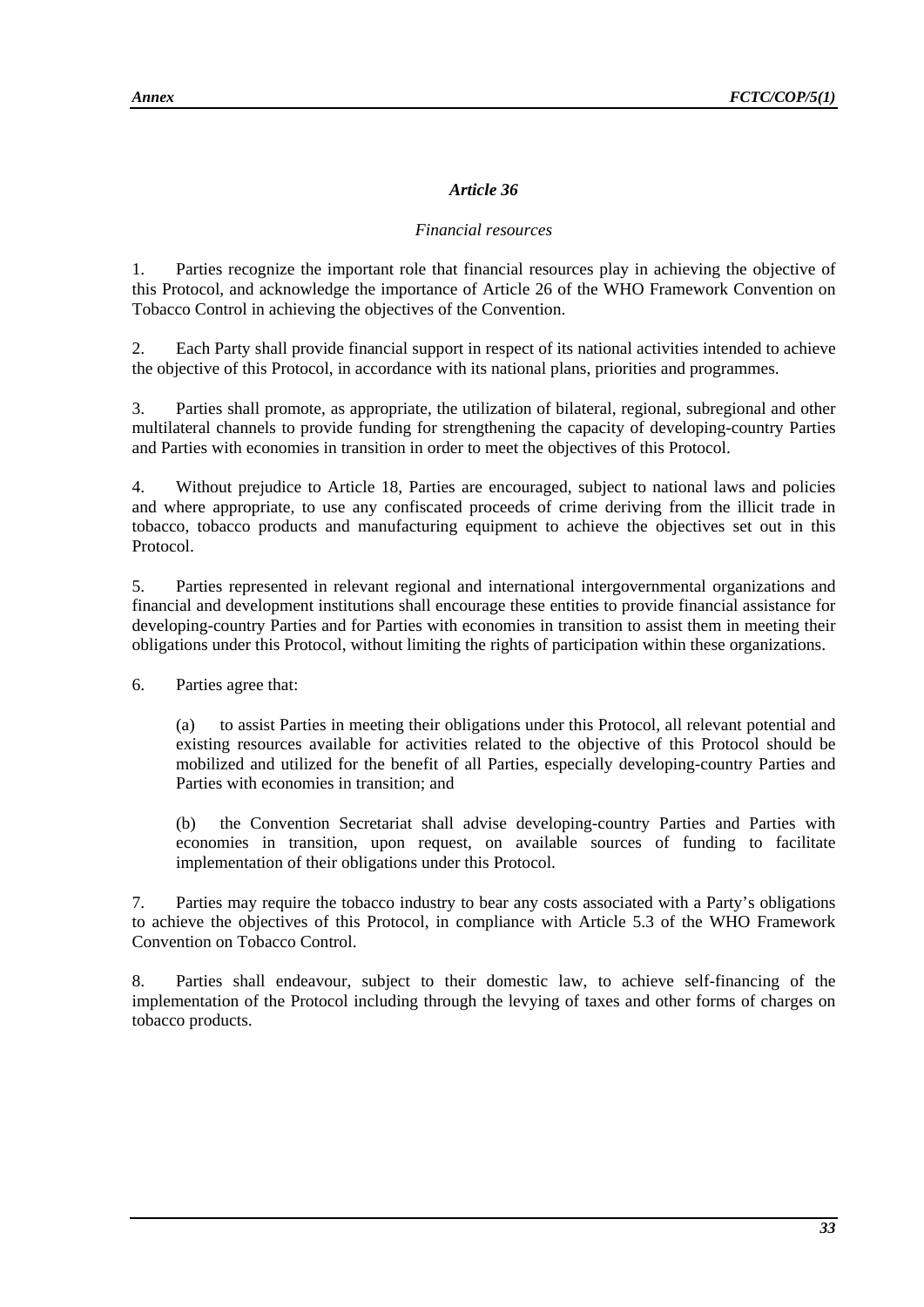### *Article 36*

*Financial resources*

1. Parties recognize the important role that financial resources play in achieving the objective of this Protocol, and acknowledge the importance of Article 26 of the WHO Framework Convention on Tobacco Control in achieving the objectives of the Convention.

2. Each Party shall provide financial support in respect of its national activities intended to achieve the objective of this Protocol, in accordance with its national plans, priorities and programmes.

3. Parties shall promote, as appropriate, the utilization of bilateral, regional, subregional and other multilateral channels to provide funding for strengthening the capacity of developing-country Parties and Parties with economies in transition in order to meet the objectives of this Protocol.

4. Without prejudice to Article 18, Parties are encouraged, subject to national laws and policies and where appropriate, to use any confiscated proceeds of crime deriving from the illicit trade in tobacco, tobacco products and manufacturing equipment to achieve the objectives set out in this Protocol.

5. Parties represented in relevant regional and international intergovernmental organizations and financial and development institutions shall encourage these entities to provide financial assistance for developing-country Parties and for Parties with economies in transition to assist them in meeting their obligations under this Protocol, without limiting the rights of participation within these organizations.

6. Parties agree that:

   (a) to assist Parties in meeting their obligations under this Protocol, all relevant potential and existing resources available for activities related to the objective of this Protocol should be mobilized and utilized for the benefit of all Parties, especially developing-country Parties and Parties with economies in transition; and

   (b) the Convention Secretariat shall advise developing-country Parties and Parties with economies in transition, upon request, on available sources of funding to facilitate implementation of their obligations under this Protocol.

7. Parties may require the tobacco industry to bear any costs associated with a Party's obligations to achieve the objectives of this Protocol, in compliance with Article 5.3 of the WHO Framework Convention on Tobacco Control.

8. Parties shall endeavour, subject to their domestic law, to achieve self-financing of the implementation of the Protocol including through the levying of taxes and other forms of charges on tobacco products.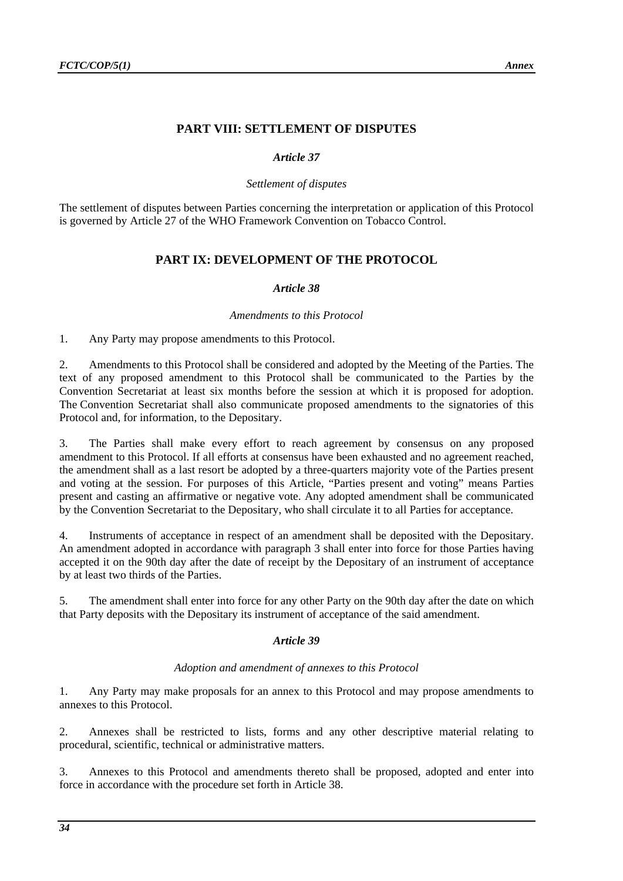## PART VIII: SETTLEMENT OF DISPUTES

### *Article 37*

*Settlement of disputes*

The settlement of disputes between Parties concerning the interpretation or application of this Protocol is governed by Article 27 of the WHO Framework Convention on Tobacco Control.

## PART IX: DEVELOPMENT OF THE PROTOCOL

### *Article 38*

*Amendments to this Protocol*

1. Any Party may propose amendments to this Protocol.

2. Amendments to this Protocol shall be considered and adopted by the Meeting of the Parties. The text of any proposed amendment to this Protocol shall be communicated to the Parties by the Convention Secretariat at least six months before the session at which it is proposed for adoption. The Convention Secretariat shall also communicate proposed amendments to the signatories of this Protocol and, for information, to the Depositary.

3. The Parties shall make every effort to reach agreement by consensus on any proposed amendment to this Protocol. If all efforts at consensus have been exhausted and no agreement reached, the amendment shall as a last resort be adopted by a three-quarters majority vote of the Parties present and voting at the session. For purposes of this Article, "Parties present and voting" means Parties present and casting an affirmative or negative vote. Any adopted amendment shall be communicated by the Convention Secretariat to the Depositary, who shall circulate it to all Parties for acceptance.

4. Instruments of acceptance in respect of an amendment shall be deposited with the Depositary. An amendment adopted in accordance with paragraph 3 shall enter into force for those Parties having accepted it on the 90th day after the date of receipt by the Depositary of an instrument of acceptance by at least two thirds of the Parties.

5. The amendment shall enter into force for any other Party on the 90th day after the date on which that Party deposits with the Depositary its instrument of acceptance of the said amendment.

### *Article 39*

*Adoption and amendment of annexes to this Protocol*

1. Any Party may make proposals for an annex to this Protocol and may propose amendments to annexes to this Protocol.

2. Annexes shall be restricted to lists, forms and any other descriptive material relating to procedural, scientific, technical or administrative matters.

3. Annexes to this Protocol and amendments thereto shall be proposed, adopted and enter into force in accordance with the procedure set forth in Article 38.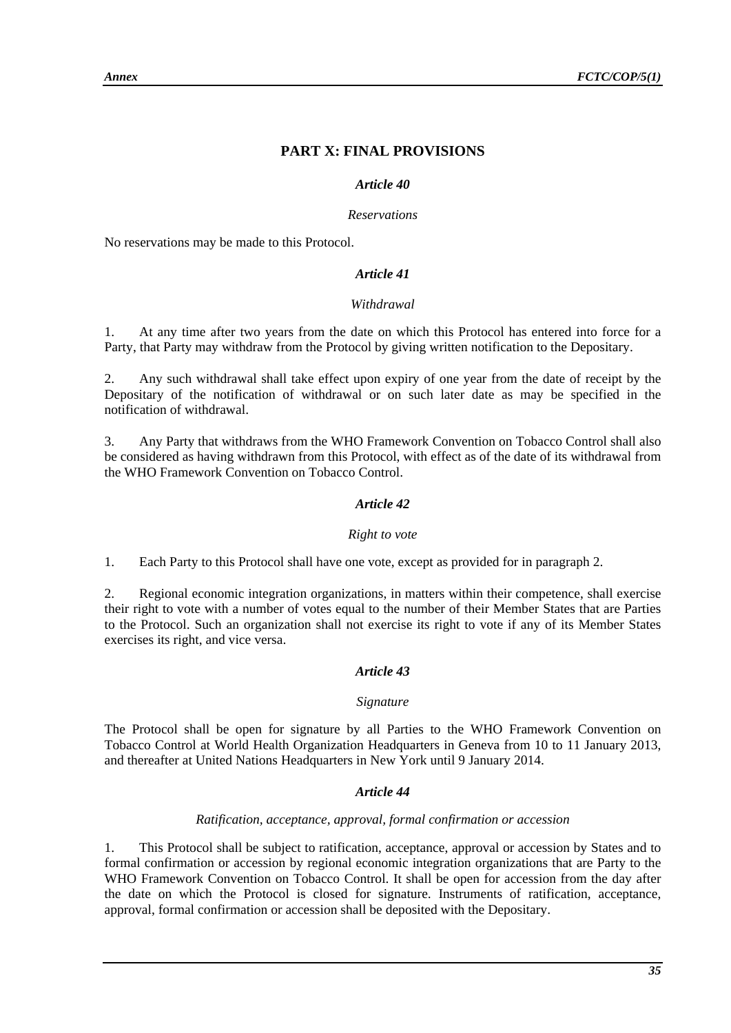## PART X: FINAL PROVISIONS

### *Article 40*

*Reservations*

No reservations may be made to this Protocol.

### *Article 41*

*Withdrawal*

1. At any time after two years from the date on which this Protocol has entered into force for a Party, that Party may withdraw from the Protocol by giving written notification to the Depositary.

2. Any such withdrawal shall take effect upon expiry of one year from the date of receipt by the Depositary of the notification of withdrawal or on such later date as may be specified in the notification of withdrawal.

3. Any Party that withdraws from the WHO Framework Convention on Tobacco Control shall also be considered as having withdrawn from this Protocol, with effect as of the date of its withdrawal from the WHO Framework Convention on Tobacco Control.

### *Article 42*

*Right to vote*

1. Each Party to this Protocol shall have one vote, except as provided for in paragraph 2.

2. Regional economic integration organizations, in matters within their competence, shall exercise their right to vote with a number of votes equal to the number of their Member States that are Parties to the Protocol. Such an organization shall not exercise its right to vote if any of its Member States exercises its right, and vice versa.

### *Article 43*

*Signature*

The Protocol shall be open for signature by all Parties to the WHO Framework Convention on Tobacco Control at World Health Organization Headquarters in Geneva from 10 to 11 January 2013, and thereafter at United Nations Headquarters in New York until 9 January 2014.

### *Article 44*

*Ratification, acceptance, approval, formal confirmation or accession*

1. This Protocol shall be subject to ratification, acceptance, approval or accession by States and to formal confirmation or accession by regional economic integration organizations that are Party to the WHO Framework Convention on Tobacco Control. It shall be open for accession from the day after the date on which the Protocol is closed for signature. Instruments of ratification, acceptance, approval, formal confirmation or accession shall be deposited with the Depositary.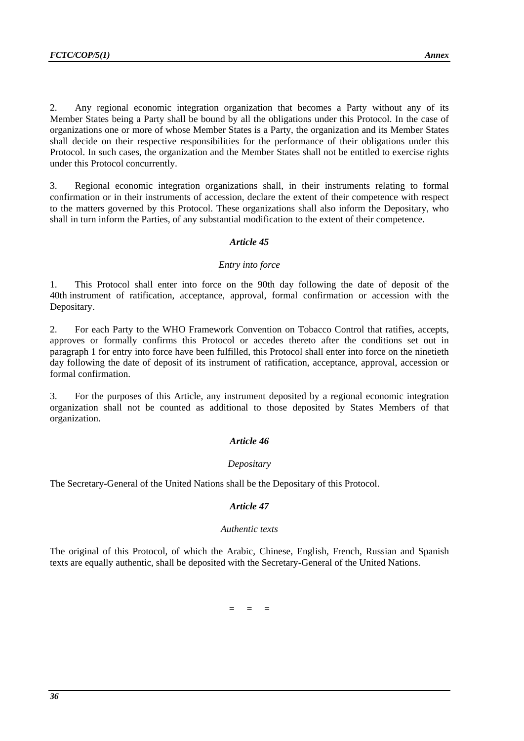2. Any regional economic integration organization that becomes a Party without any of its Member States being a Party shall be bound by all the obligations under this Protocol. In the case of organizations one or more of whose Member States is a Party, the organization and its Member States shall decide on their respective responsibilities for the performance of their obligations under this Protocol. In such cases, the organization and the Member States shall not be entitled to exercise rights under this Protocol concurrently.

3. Regional economic integration organizations shall, in their instruments relating to formal confirmation or in their instruments of accession, declare the extent of their competence with respect to the matters governed by this Protocol. These organizations shall also inform the Depositary, who shall in turn inform the Parties, of any substantial modification to the extent of their competence.

### *Article 45*

*Entry into force*

1. This Protocol shall enter into force on the 90th day following the date of deposit of the 40th instrument of ratification, acceptance, approval, formal confirmation or accession with the Depositary.

2. For each Party to the WHO Framework Convention on Tobacco Control that ratifies, accepts, approves or formally confirms this Protocol or accedes thereto after the conditions set out in paragraph 1 for entry into force have been fulfilled, this Protocol shall enter into force on the ninetieth day following the date of deposit of its instrument of ratification, acceptance, approval, accession or formal confirmation.

3. For the purposes of this Article, any instrument deposited by a regional economic integration organization shall not be counted as additional to those deposited by States Members of that organization.

### *Article 46*

*Depositary*

The Secretary-General of the United Nations shall be the Depositary of this Protocol.

### *Article 47*

*Authentic texts*

The original of this Protocol, of which the Arabic, Chinese, English, French, Russian and Spanish texts are equally authentic, shall be deposited with the Secretary-General of the United Nations.

= = =